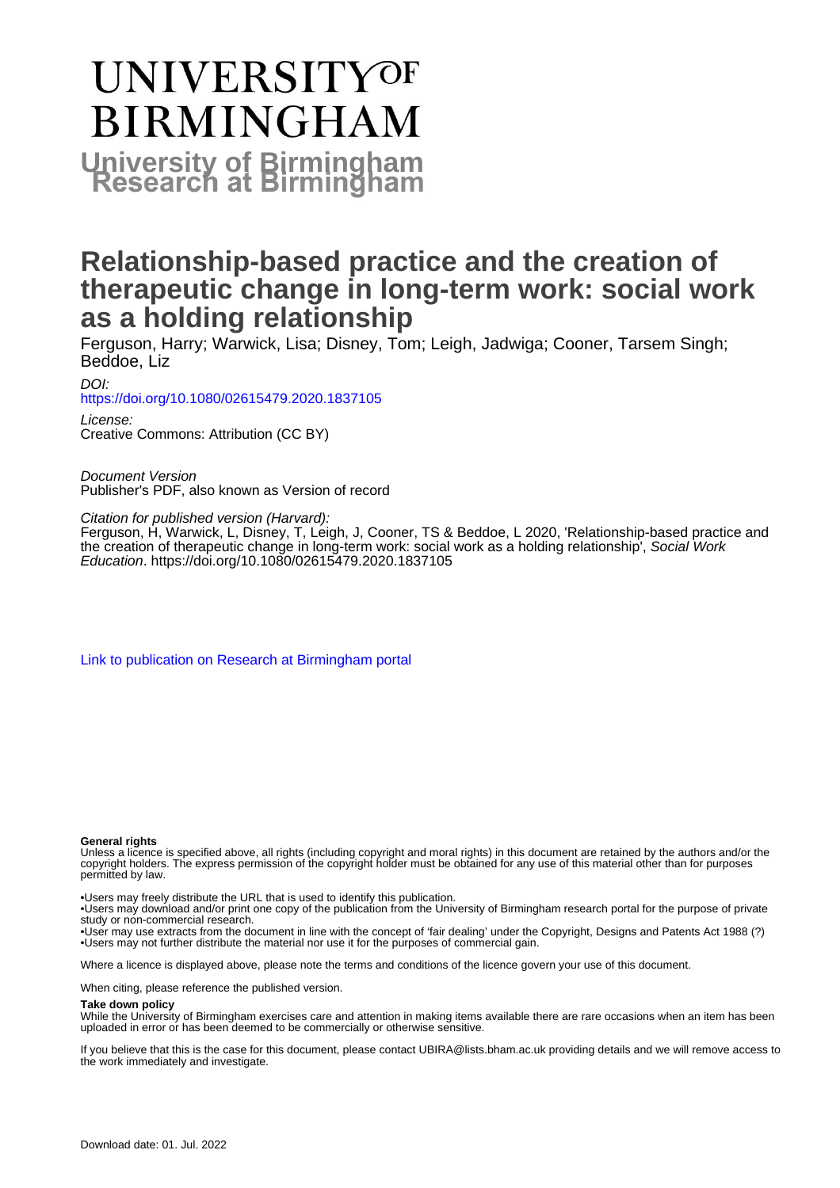# UNIVERSITY OF BIRMINGHAM

## University of Birmingham Research at Birmingham

# Relationship-based practice and the creation of therapeutic change in long-term work: social work as a holding relationship

Ferguson, Harry; Warwick, Lisa; Disney, Tom; Leigh, Jadwiga; Cooner, Tarsem Singh; Beddoe, Liz

*DOI:*
https://doi.org/10.1080/02615479.2020.1837105

*License:*
Creative Commons: Attribution (CC BY)

*Document Version*
Publisher's PDF, also known as Version of record

*Citation for published version (Harvard):*
Ferguson, H, Warwick, L, Disney, T, Leigh, J, Cooner, TS & Beddoe, L 2020, 'Relationship-based practice and the creation of therapeutic change in long-term work: social work as a holding relationship', *Social Work Education*. https://doi.org/10.1080/02615479.2020.1837105

Link to publication on Research at Birmingham portal

**General rights**

Unless a licence is specified above, all rights (including copyright and moral rights) in this document are retained by the authors and/or the copyright holders. The express permission of the copyright holder must be obtained for any use of this material other than for purposes permitted by law.

•Users may freely distribute the URL that is used to identify this publication.
•Users may download and/or print one copy of the publication from the University of Birmingham research portal for the purpose of private study or non-commercial research.
•User may use extracts from the document in line with the concept of 'fair dealing' under the Copyright, Designs and Patents Act 1988 (?)
•Users may not further distribute the material nor use it for the purposes of commercial gain.

Where a licence is displayed above, please note the terms and conditions of the licence govern your use of this document.

When citing, please reference the published version.

**Take down policy**

While the University of Birmingham exercises care and attention in making items available there are rare occasions when an item has been uploaded in error or has been deemed to be commercially or otherwise sensitive.

If you believe that this is the case for this document, please contact UBIRA@lists.bham.ac.uk providing details and we will remove access to the work immediately and investigate.

Download date: 01. Jul. 2022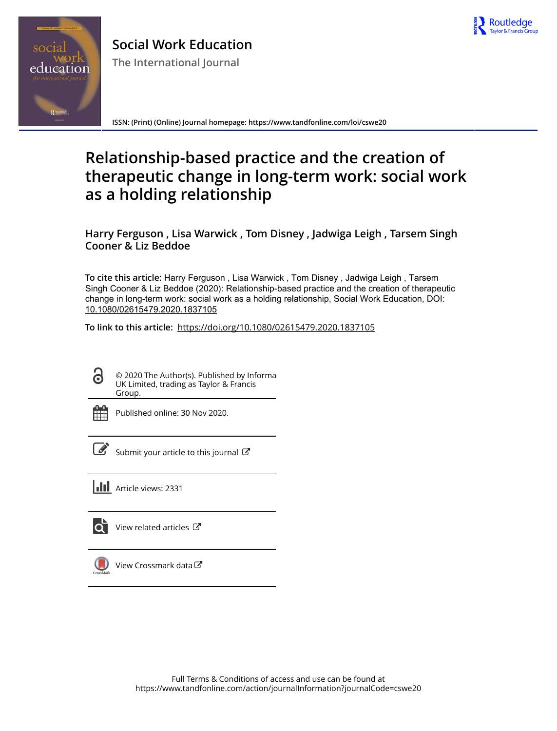Social Work Education

The International Journal

ISSN: (Print) (Online) Journal homepage: https://www.tandfonline.com/loi/cswe20

# Relationship-based practice and the creation of therapeutic change in long-term work: social work as a holding relationship

**Harry Ferguson , Lisa Warwick , Tom Disney , Jadwiga Leigh , Tarsem Singh Cooner & Liz Beddoe**

**To cite this article:** Harry Ferguson , Lisa Warwick , Tom Disney , Jadwiga Leigh , Tarsem Singh Cooner & Liz Beddoe (2020): Relationship-based practice and the creation of therapeutic change in long-term work: social work as a holding relationship, Social Work Education, DOI: 10.1080/02615479.2020.1837105

**To link to this article:** https://doi.org/10.1080/02615479.2020.1837105

© 2020 The Author(s). Published by Informa UK Limited, trading as Taylor & Francis Group.

Published online: 30 Nov 2020.

Submit your article to this journal

Article views: 2331

View related articles

View Crossmark data

Full Terms & Conditions of access and use can be found at https://www.tandfonline.com/action/journalInformation?journalCode=cswe20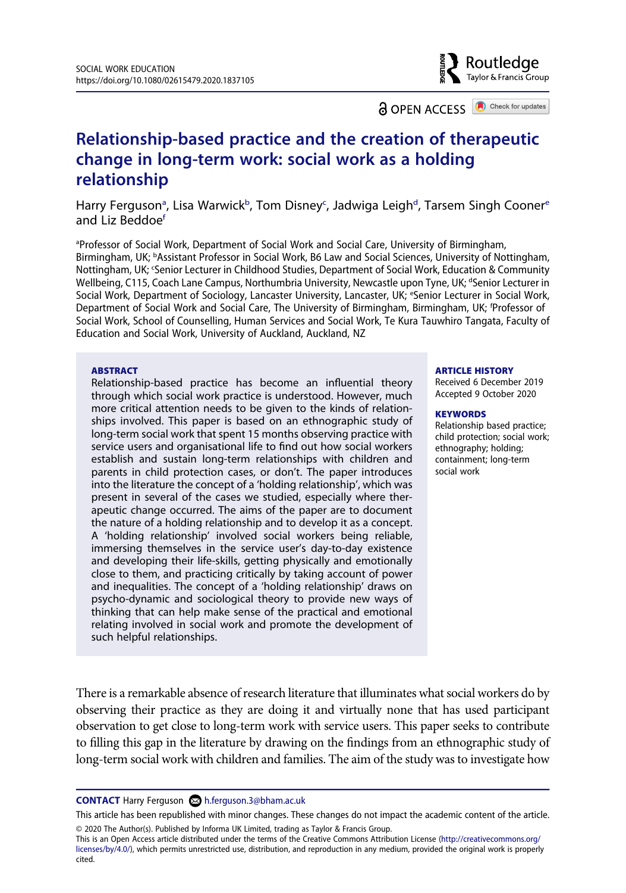# Relationship-based practice and the creation of therapeutic change in long-term work: social work as a holding relationship

Harry Ferguson[a], Lisa Warwick[b], Tom Disney[c], Jadwiga Leigh[d], Tarsem Singh Cooner[e] and Liz Beddoe[f]

[a]Professor of Social Work, Department of Social Work and Social Care, University of Birmingham, Birmingham, UK; [b]Assistant Professor in Social Work, B6 Law and Social Sciences, University of Nottingham, Nottingham, UK; [c]Senior Lecturer in Childhood Studies, Department of Social Work, Education & Community Wellbeing, C115, Coach Lane Campus, Northumbria University, Newcastle upon Tyne, UK; [d]Senior Lecturer in Social Work, Department of Sociology, Lancaster University, Lancaster, UK; [e]Senior Lecturer in Social Work, Department of Social Work and Social Care, The University of Birmingham, Birmingham, UK; [f]Professor of Social Work, School of Counselling, Human Services and Social Work, Te Kura Tauwhiro Tangata, Faculty of Education and Social Work, University of Auckland, Auckland, NZ

### ABSTRACT

Relationship-based practice has become an influential theory through which social work practice is understood. However, much more critical attention needs to be given to the kinds of relationships involved. This paper is based on an ethnographic study of long-term social work that spent 15 months observing practice with service users and organisational life to find out how social workers establish and sustain long-term relationships with children and parents in child protection cases, or don't. The paper introduces into the literature the concept of a 'holding relationship', which was present in several of the cases we studied, especially where therapeutic change occurred. The aims of the paper are to document the nature of a holding relationship and to develop it as a concept. A 'holding relationship' involved social workers being reliable, immersing themselves in the service user's day-to-day existence and developing their life-skills, getting physically and emotionally close to them, and practicing critically by taking account of power and inequalities. The concept of a 'holding relationship' draws on psycho-dynamic and sociological theory to provide new ways of thinking that can help make sense of the practical and emotional relating involved in social work and promote the development of such helpful relationships.

### ARTICLE HISTORY

Received 6 December 2019
Accepted 9 October 2020

### KEYWORDS

Relationship based practice; child protection; social work; ethnography; holding; containment; long-term social work

There is a remarkable absence of research literature that illuminates what social workers do by observing their practice as they are doing it and virtually none that has used participant observation to get close to long-term work with service users. This paper seeks to contribute to filling this gap in the literature by drawing on the findings from an ethnographic study of long-term social work with children and families. The aim of the study was to investigate how

**CONTACT** Harry Ferguson h.ferguson.3@bham.ac.uk

This article has been republished with minor changes. These changes do not impact the academic content of the article.

© 2020 The Author(s). Published by Informa UK Limited, trading as Taylor & Francis Group.
This is an Open Access article distributed under the terms of the Creative Commons Attribution License (http://creativecommons.org/licenses/by/4.0/), which permits unrestricted use, distribution, and reproduction in any medium, provided the original work is properly cited.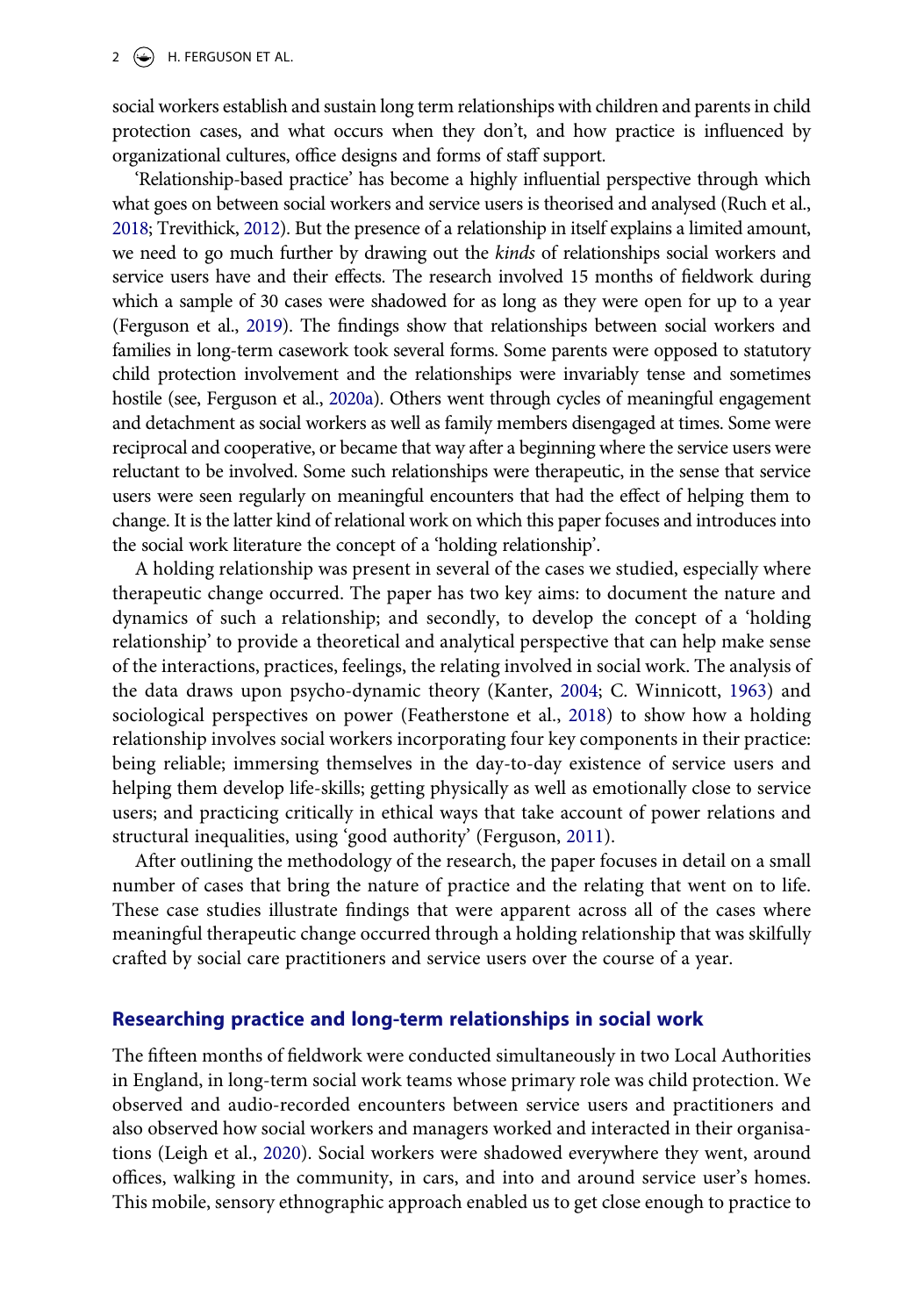social workers establish and sustain long term relationships with children and parents in child protection cases, and what occurs when they don't, and how practice is influenced by organizational cultures, office designs and forms of staff support.

'Relationship-based practice' has become a highly influential perspective through which what goes on between social workers and service users is theorised and analysed (Ruch et al., 2018; Trevithick, 2012). But the presence of a relationship in itself explains a limited amount, we need to go much further by drawing out the *kinds* of relationships social workers and service users have and their effects. The research involved 15 months of fieldwork during which a sample of 30 cases were shadowed for as long as they were open for up to a year (Ferguson et al., 2019). The findings show that relationships between social workers and families in long-term casework took several forms. Some parents were opposed to statutory child protection involvement and the relationships were invariably tense and sometimes hostile (see, Ferguson et al., 2020a). Others went through cycles of meaningful engagement and detachment as social workers as well as family members disengaged at times. Some were reciprocal and cooperative, or became that way after a beginning where the service users were reluctant to be involved. Some such relationships were therapeutic, in the sense that service users were seen regularly on meaningful encounters that had the effect of helping them to change. It is the latter kind of relational work on which this paper focuses and introduces into the social work literature the concept of a 'holding relationship'.

A holding relationship was present in several of the cases we studied, especially where therapeutic change occurred. The paper has two key aims: to document the nature and dynamics of such a relationship; and secondly, to develop the concept of a 'holding relationship' to provide a theoretical and analytical perspective that can help make sense of the interactions, practices, feelings, the relating involved in social work. The analysis of the data draws upon psycho-dynamic theory (Kanter, 2004; C. Winnicott, 1963) and sociological perspectives on power (Featherstone et al., 2018) to show how a holding relationship involves social workers incorporating four key components in their practice: being reliable; immersing themselves in the day-to-day existence of service users and helping them develop life-skills; getting physically as well as emotionally close to service users; and practicing critically in ethical ways that take account of power relations and structural inequalities, using 'good authority' (Ferguson, 2011).

After outlining the methodology of the research, the paper focuses in detail on a small number of cases that bring the nature of practice and the relating that went on to life. These case studies illustrate findings that were apparent across all of the cases where meaningful therapeutic change occurred through a holding relationship that was skilfully crafted by social care practitioners and service users over the course of a year.

## Researching practice and long-term relationships in social work

The fifteen months of fieldwork were conducted simultaneously in two Local Authorities in England, in long-term social work teams whose primary role was child protection. We observed and audio-recorded encounters between service users and practitioners and also observed how social workers and managers worked and interacted in their organisations (Leigh et al., 2020). Social workers were shadowed everywhere they went, around offices, walking in the community, in cars, and into and around service user's homes. This mobile, sensory ethnographic approach enabled us to get close enough to practice to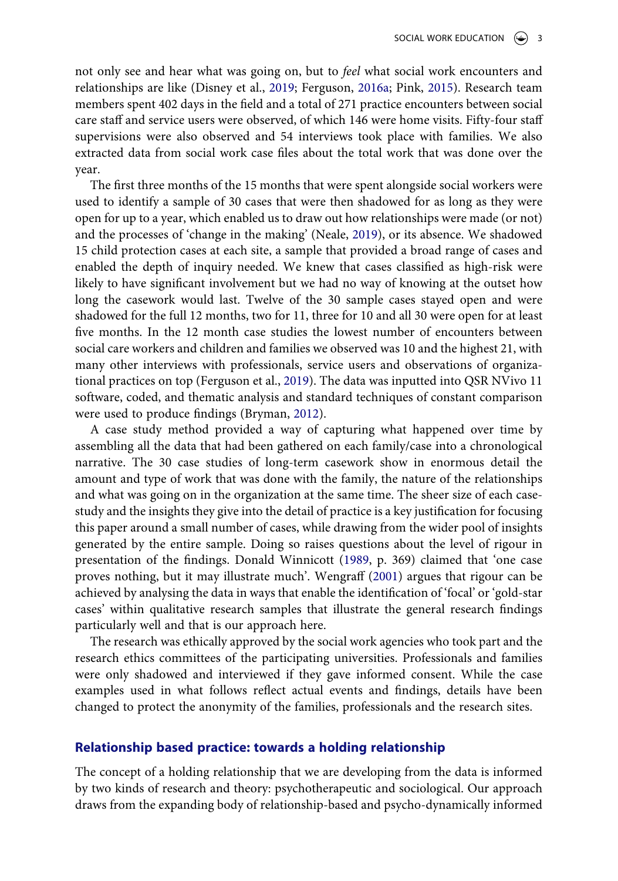not only see and hear what was going on, but to *feel* what social work encounters and relationships are like (Disney et al., 2019; Ferguson, 2016a; Pink, 2015). Research team members spent 402 days in the field and a total of 271 practice encounters between social care staff and service users were observed, of which 146 were home visits. Fifty-four staff supervisions were also observed and 54 interviews took place with families. We also extracted data from social work case files about the total work that was done over the year.

The first three months of the 15 months that were spent alongside social workers were used to identify a sample of 30 cases that were then shadowed for as long as they were open for up to a year, which enabled us to draw out how relationships were made (or not) and the processes of 'change in the making' (Neale, 2019), or its absence. We shadowed 15 child protection cases at each site, a sample that provided a broad range of cases and enabled the depth of inquiry needed. We knew that cases classified as high-risk were likely to have significant involvement but we had no way of knowing at the outset how long the casework would last. Twelve of the 30 sample cases stayed open and were shadowed for the full 12 months, two for 11, three for 10 and all 30 were open for at least five months. In the 12 month case studies the lowest number of encounters between social care workers and children and families we observed was 10 and the highest 21, with many other interviews with professionals, service users and observations of organizational practices on top (Ferguson et al., 2019). The data was inputted into QSR NVivo 11 software, coded, and thematic analysis and standard techniques of constant comparison were used to produce findings (Bryman, 2012).

A case study method provided a way of capturing what happened over time by assembling all the data that had been gathered on each family/case into a chronological narrative. The 30 case studies of long-term casework show in enormous detail the amount and type of work that was done with the family, the nature of the relationships and what was going on in the organization at the same time. The sheer size of each case-study and the insights they give into the detail of practice is a key justification for focusing this paper around a small number of cases, while drawing from the wider pool of insights generated by the entire sample. Doing so raises questions about the level of rigour in presentation of the findings. Donald Winnicott (1989, p. 369) claimed that 'one case proves nothing, but it may illustrate much'. Wengraff (2001) argues that rigour can be achieved by analysing the data in ways that enable the identification of 'focal' or 'gold-star cases' within qualitative research samples that illustrate the general research findings particularly well and that is our approach here.

The research was ethically approved by the social work agencies who took part and the research ethics committees of the participating universities. Professionals and families were only shadowed and interviewed if they gave informed consent. While the case examples used in what follows reflect actual events and findings, details have been changed to protect the anonymity of the families, professionals and the research sites.

## Relationship based practice: towards a holding relationship

The concept of a holding relationship that we are developing from the data is informed by two kinds of research and theory: psychotherapeutic and sociological. Our approach draws from the expanding body of relationship-based and psycho-dynamically informed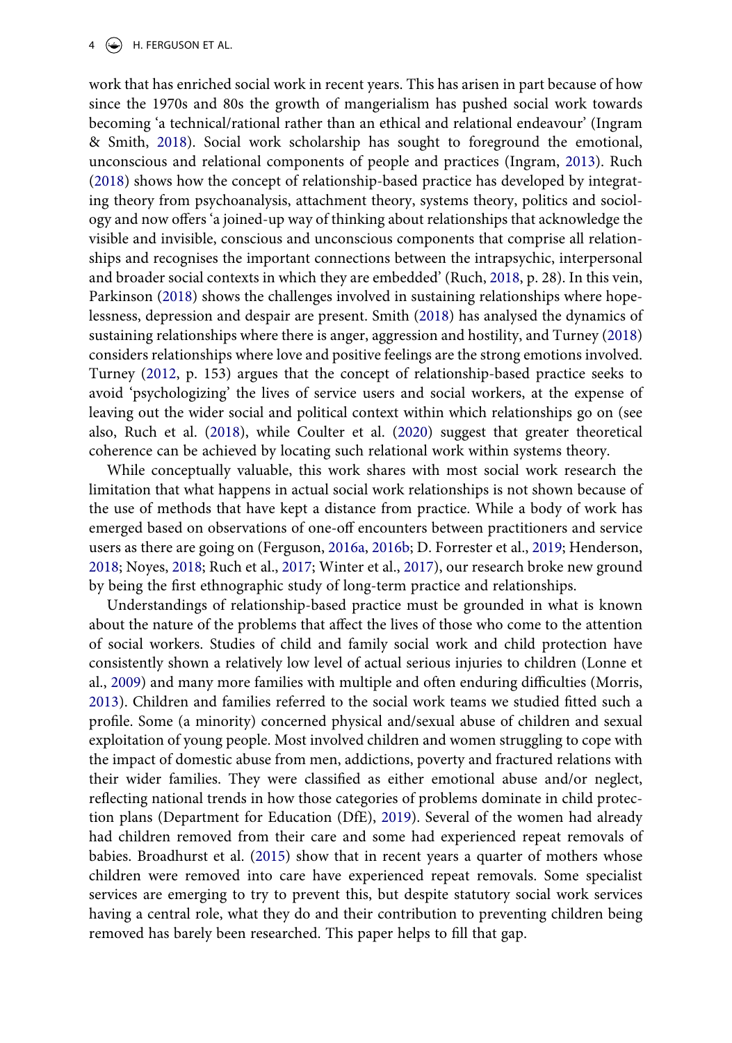work that has enriched social work in recent years. This has arisen in part because of how since the 1970s and 80s the growth of mangerialism has pushed social work towards becoming 'a technical/rational rather than an ethical and relational endeavour' (Ingram & Smith, 2018). Social work scholarship has sought to foreground the emotional, unconscious and relational components of people and practices (Ingram, 2013). Ruch (2018) shows how the concept of relationship-based practice has developed by integrating theory from psychoanalysis, attachment theory, systems theory, politics and sociology and now offers 'a joined-up way of thinking about relationships that acknowledge the visible and invisible, conscious and unconscious components that comprise all relationships and recognises the important connections between the intrapsychic, interpersonal and broader social contexts in which they are embedded' (Ruch, 2018, p. 28). In this vein, Parkinson (2018) shows the challenges involved in sustaining relationships where hopelessness, depression and despair are present. Smith (2018) has analysed the dynamics of sustaining relationships where there is anger, aggression and hostility, and Turney (2018) considers relationships where love and positive feelings are the strong emotions involved. Turney (2012, p. 153) argues that the concept of relationship-based practice seeks to avoid 'psychologizing' the lives of service users and social workers, at the expense of leaving out the wider social and political context within which relationships go on (see also, Ruch et al. (2018), while Coulter et al. (2020) suggest that greater theoretical coherence can be achieved by locating such relational work within systems theory.

While conceptually valuable, this work shares with most social work research the limitation that what happens in actual social work relationships is not shown because of the use of methods that have kept a distance from practice. While a body of work has emerged based on observations of one-off encounters between practitioners and service users as there are going on (Ferguson, 2016a, 2016b; D. Forrester et al., 2019; Henderson, 2018; Noyes, 2018; Ruch et al., 2017; Winter et al., 2017), our research broke new ground by being the first ethnographic study of long-term practice and relationships.

Understandings of relationship-based practice must be grounded in what is known about the nature of the problems that affect the lives of those who come to the attention of social workers. Studies of child and family social work and child protection have consistently shown a relatively low level of actual serious injuries to children (Lonne et al., 2009) and many more families with multiple and often enduring difficulties (Morris, 2013). Children and families referred to the social work teams we studied fitted such a profile. Some (a minority) concerned physical and/sexual abuse of children and sexual exploitation of young people. Most involved children and women struggling to cope with the impact of domestic abuse from men, addictions, poverty and fractured relations with their wider families. They were classified as either emotional abuse and/or neglect, reflecting national trends in how those categories of problems dominate in child protection plans (Department for Education (DfE), 2019). Several of the women had already had children removed from their care and some had experienced repeat removals of babies. Broadhurst et al. (2015) show that in recent years a quarter of mothers whose children were removed into care have experienced repeat removals. Some specialist services are emerging to try to prevent this, but despite statutory social work services having a central role, what they do and their contribution to preventing children being removed has barely been researched. This paper helps to fill that gap.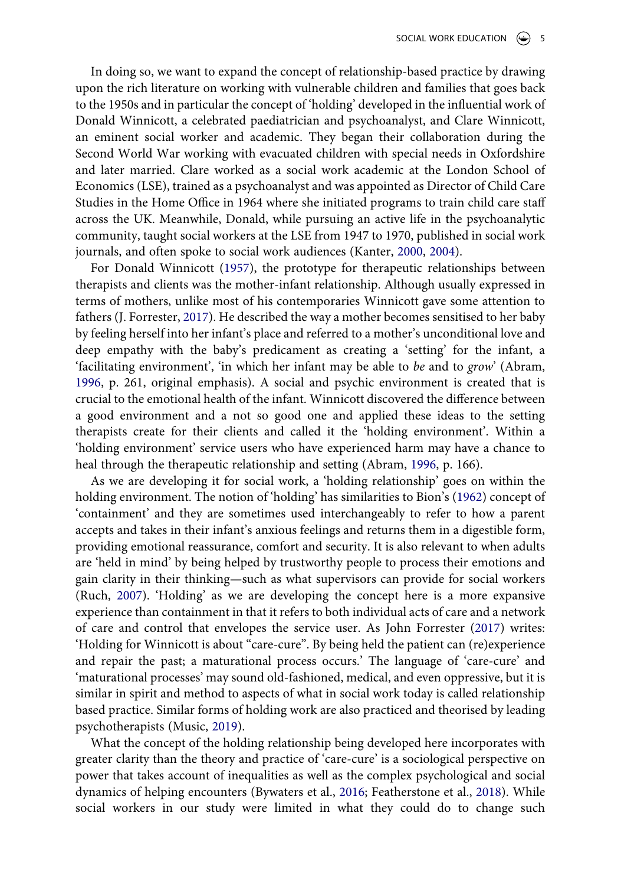In doing so, we want to expand the concept of relationship-based practice by drawing upon the rich literature on working with vulnerable children and families that goes back to the 1950s and in particular the concept of 'holding' developed in the influential work of Donald Winnicott, a celebrated paediatrician and psychoanalyst, and Clare Winnicott, an eminent social worker and academic. They began their collaboration during the Second World War working with evacuated children with special needs in Oxfordshire and later married. Clare worked as a social work academic at the London School of Economics (LSE), trained as a psychoanalyst and was appointed as Director of Child Care Studies in the Home Office in 1964 where she initiated programs to train child care staff across the UK. Meanwhile, Donald, while pursuing an active life in the psychoanalytic community, taught social workers at the LSE from 1947 to 1970, published in social work journals, and often spoke to social work audiences (Kanter, 2000, 2004).

For Donald Winnicott (1957), the prototype for therapeutic relationships between therapists and clients was the mother-infant relationship. Although usually expressed in terms of mothers, unlike most of his contemporaries Winnicott gave some attention to fathers (J. Forrester, 2017). He described the way a mother becomes sensitised to her baby by feeling herself into her infant's place and referred to a mother's unconditional love and deep empathy with the baby's predicament as creating a 'setting' for the infant, a 'facilitating environment', 'in which her infant may be able to *be* and to *grow*' (Abram, 1996, p. 261, original emphasis). A social and psychic environment is created that is crucial to the emotional health of the infant. Winnicott discovered the difference between a good environment and a not so good one and applied these ideas to the setting therapists create for their clients and called it the 'holding environment'. Within a 'holding environment' service users who have experienced harm may have a chance to heal through the therapeutic relationship and setting (Abram, 1996, p. 166).

As we are developing it for social work, a 'holding relationship' goes on within the holding environment. The notion of 'holding' has similarities to Bion's (1962) concept of 'containment' and they are sometimes used interchangeably to refer to how a parent accepts and takes in their infant's anxious feelings and returns them in a digestible form, providing emotional reassurance, comfort and security. It is also relevant to when adults are 'held in mind' by being helped by trustworthy people to process their emotions and gain clarity in their thinking—such as what supervisors can provide for social workers (Ruch, 2007). 'Holding' as we are developing the concept here is a more expansive experience than containment in that it refers to both individual acts of care and a network of care and control that envelopes the service user. As John Forrester (2017) writes: 'Holding for Winnicott is about "care-cure". By being held the patient can (re)experience and repair the past; a maturational process occurs.' The language of 'care-cure' and 'maturational processes' may sound old-fashioned, medical, and even oppressive, but it is similar in spirit and method to aspects of what in social work today is called relationship based practice. Similar forms of holding work are also practiced and theorised by leading psychotherapists (Music, 2019).

What the concept of the holding relationship being developed here incorporates with greater clarity than the theory and practice of 'care-cure' is a sociological perspective on power that takes account of inequalities as well as the complex psychological and social dynamics of helping encounters (Bywaters et al., 2016; Featherstone et al., 2018). While social workers in our study were limited in what they could do to change such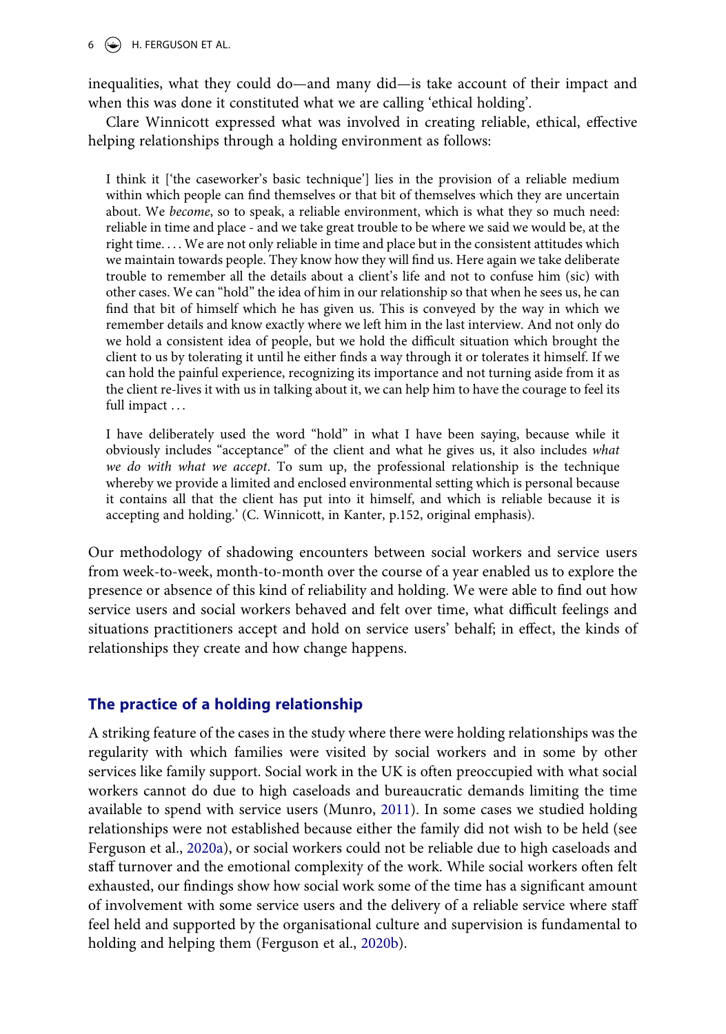inequalities, what they could do—and many did—is take account of their impact and when this was done it constituted what we are calling 'ethical holding'.

Clare Winnicott expressed what was involved in creating reliable, ethical, effective helping relationships through a holding environment as follows:

> I think it ['the caseworker's basic technique'] lies in the provision of a reliable medium within which people can find themselves or that bit of themselves which they are uncertain about. We *become*, so to speak, a reliable environment, which is what they so much need: reliable in time and place - and we take great trouble to be where we said we would be, at the right time. . . . We are not only reliable in time and place but in the consistent attitudes which we maintain towards people. They know how they will find us. Here again we take deliberate trouble to remember all the details about a client's life and not to confuse him (sic) with other cases. We can "hold" the idea of him in our relationship so that when he sees us, he can find that bit of himself which he has given us. This is conveyed by the way in which we remember details and know exactly where we left him in the last interview. And not only do we hold a consistent idea of people, but we hold the difficult situation which brought the client to us by tolerating it until he either finds a way through it or tolerates it himself. If we can hold the painful experience, recognizing its importance and not turning aside from it as the client re-lives it with us in talking about it, we can help him to have the courage to feel its full impact . . .
>
> I have deliberately used the word "hold" in what I have been saying, because while it obviously includes "acceptance" of the client and what he gives us, it also includes *what we do with what we accept*. To sum up, the professional relationship is the technique whereby we provide a limited and enclosed environmental setting which is personal because it contains all that the client has put into it himself, and which is reliable because it is accepting and holding.' (C. Winnicott, in Kanter, p.152, original emphasis).

Our methodology of shadowing encounters between social workers and service users from week-to-week, month-to-month over the course of a year enabled us to explore the presence or absence of this kind of reliability and holding. We were able to find out how service users and social workers behaved and felt over time, what difficult feelings and situations practitioners accept and hold on service users' behalf; in effect, the kinds of relationships they create and how change happens.

## The practice of a holding relationship

A striking feature of the cases in the study where there were holding relationships was the regularity with which families were visited by social workers and in some by other services like family support. Social work in the UK is often preoccupied with what social workers cannot do due to high caseloads and bureaucratic demands limiting the time available to spend with service users (Munro, 2011). In some cases we studied holding relationships were not established because either the family did not wish to be held (see Ferguson et al., 2020a), or social workers could not be reliable due to high caseloads and staff turnover and the emotional complexity of the work. While social workers often felt exhausted, our findings show how social work some of the time has a significant amount of involvement with some service users and the delivery of a reliable service where staff feel held and supported by the organisational culture and supervision is fundamental to holding and helping them (Ferguson et al., 2020b).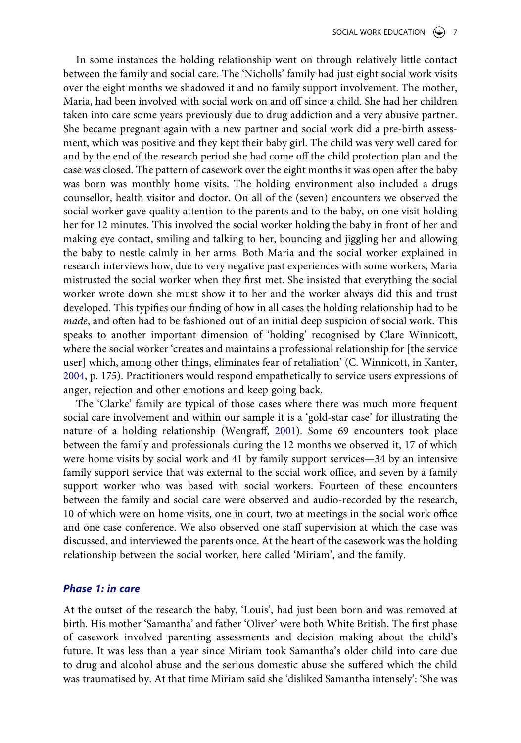In some instances the holding relationship went on through relatively little contact between the family and social care. The 'Nicholls' family had just eight social work visits over the eight months we shadowed it and no family support involvement. The mother, Maria, had been involved with social work on and off since a child. She had her children taken into care some years previously due to drug addiction and a very abusive partner. She became pregnant again with a new partner and social work did a pre-birth assessment, which was positive and they kept their baby girl. The child was very well cared for and by the end of the research period she had come off the child protection plan and the case was closed. The pattern of casework over the eight months it was open after the baby was born was monthly home visits. The holding environment also included a drugs counsellor, health visitor and doctor. On all of the (seven) encounters we observed the social worker gave quality attention to the parents and to the baby, on one visit holding her for 12 minutes. This involved the social worker holding the baby in front of her and making eye contact, smiling and talking to her, bouncing and jiggling her and allowing the baby to nestle calmly in her arms. Both Maria and the social worker explained in research interviews how, due to very negative past experiences with some workers, Maria mistrusted the social worker when they first met. She insisted that everything the social worker wrote down she must show it to her and the worker always did this and trust developed. This typifies our finding of how in all cases the holding relationship had to be *made*, and often had to be fashioned out of an initial deep suspicion of social work. This speaks to another important dimension of 'holding' recognised by Clare Winnicott, where the social worker 'creates and maintains a professional relationship for [the service user] which, among other things, eliminates fear of retaliation' (C. Winnicott, in Kanter, 2004, p. 175). Practitioners would respond empathetically to service users expressions of anger, rejection and other emotions and keep going back.

The 'Clarke' family are typical of those cases where there was much more frequent social care involvement and within our sample it is a 'gold-star case' for illustrating the nature of a holding relationship (Wengraff, 2001). Some 69 encounters took place between the family and professionals during the 12 months we observed it, 17 of which were home visits by social work and 41 by family support services—34 by an intensive family support service that was external to the social work office, and seven by a family support worker who was based with social workers. Fourteen of these encounters between the family and social care were observed and audio-recorded by the research, 10 of which were on home visits, one in court, two at meetings in the social work office and one case conference. We also observed one staff supervision at which the case was discussed, and interviewed the parents once. At the heart of the casework was the holding relationship between the social worker, here called 'Miriam', and the family.

### *Phase 1: in care*

At the outset of the research the baby, 'Louis', had just been born and was removed at birth. His mother 'Samantha' and father 'Oliver' were both White British. The first phase of casework involved parenting assessments and decision making about the child's future. It was less than a year since Miriam took Samantha's older child into care due to drug and alcohol abuse and the serious domestic abuse she suffered which the child was traumatised by. At that time Miriam said she 'disliked Samantha intensely': 'She was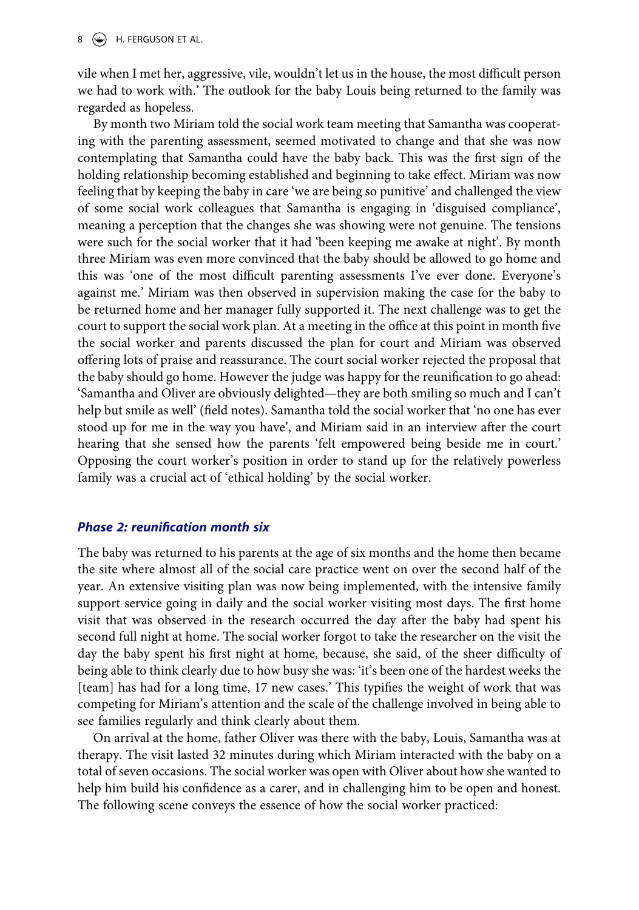vile when I met her, aggressive, vile, wouldn't let us in the house, the most difficult person we had to work with.' The outlook for the baby Louis being returned to the family was regarded as hopeless.

By month two Miriam told the social work team meeting that Samantha was cooperating with the parenting assessment, seemed motivated to change and that she was now contemplating that Samantha could have the baby back. This was the first sign of the holding relationship becoming established and beginning to take effect. Miriam was now feeling that by keeping the baby in care 'we are being so punitive' and challenged the view of some social work colleagues that Samantha is engaging in 'disguised compliance', meaning a perception that the changes she was showing were not genuine. The tensions were such for the social worker that it had 'been keeping me awake at night'. By month three Miriam was even more convinced that the baby should be allowed to go home and this was 'one of the most difficult parenting assessments I've ever done. Everyone's against me.' Miriam was then observed in supervision making the case for the baby to be returned home and her manager fully supported it. The next challenge was to get the court to support the social work plan. At a meeting in the office at this point in month five the social worker and parents discussed the plan for court and Miriam was observed offering lots of praise and reassurance. The court social worker rejected the proposal that the baby should go home. However the judge was happy for the reunification to go ahead: 'Samantha and Oliver are obviously delighted—they are both smiling so much and I can't help but smile as well' (field notes). Samantha told the social worker that 'no one has ever stood up for me in the way you have', and Miriam said in an interview after the court hearing that she sensed how the parents 'felt empowered being beside me in court.' Opposing the court worker's position in order to stand up for the relatively powerless family was a crucial act of 'ethical holding' by the social worker.

### *Phase 2: reunification month six*

The baby was returned to his parents at the age of six months and the home then became the site where almost all of the social care practice went on over the second half of the year. An extensive visiting plan was now being implemented, with the intensive family support service going in daily and the social worker visiting most days. The first home visit that was observed in the research occurred the day after the baby had spent his second full night at home. The social worker forgot to take the researcher on the visit the day the baby spent his first night at home, because, she said, of the sheer difficulty of being able to think clearly due to how busy she was: 'it's been one of the hardest weeks the [team] has had for a long time, 17 new cases.' This typifies the weight of work that was competing for Miriam's attention and the scale of the challenge involved in being able to see families regularly and think clearly about them.

On arrival at the home, father Oliver was there with the baby, Louis, Samantha was at therapy. The visit lasted 32 minutes during which Miriam interacted with the baby on a total of seven occasions. The social worker was open with Oliver about how she wanted to help him build his confidence as a carer, and in challenging him to be open and honest. The following scene conveys the essence of how the social worker practiced: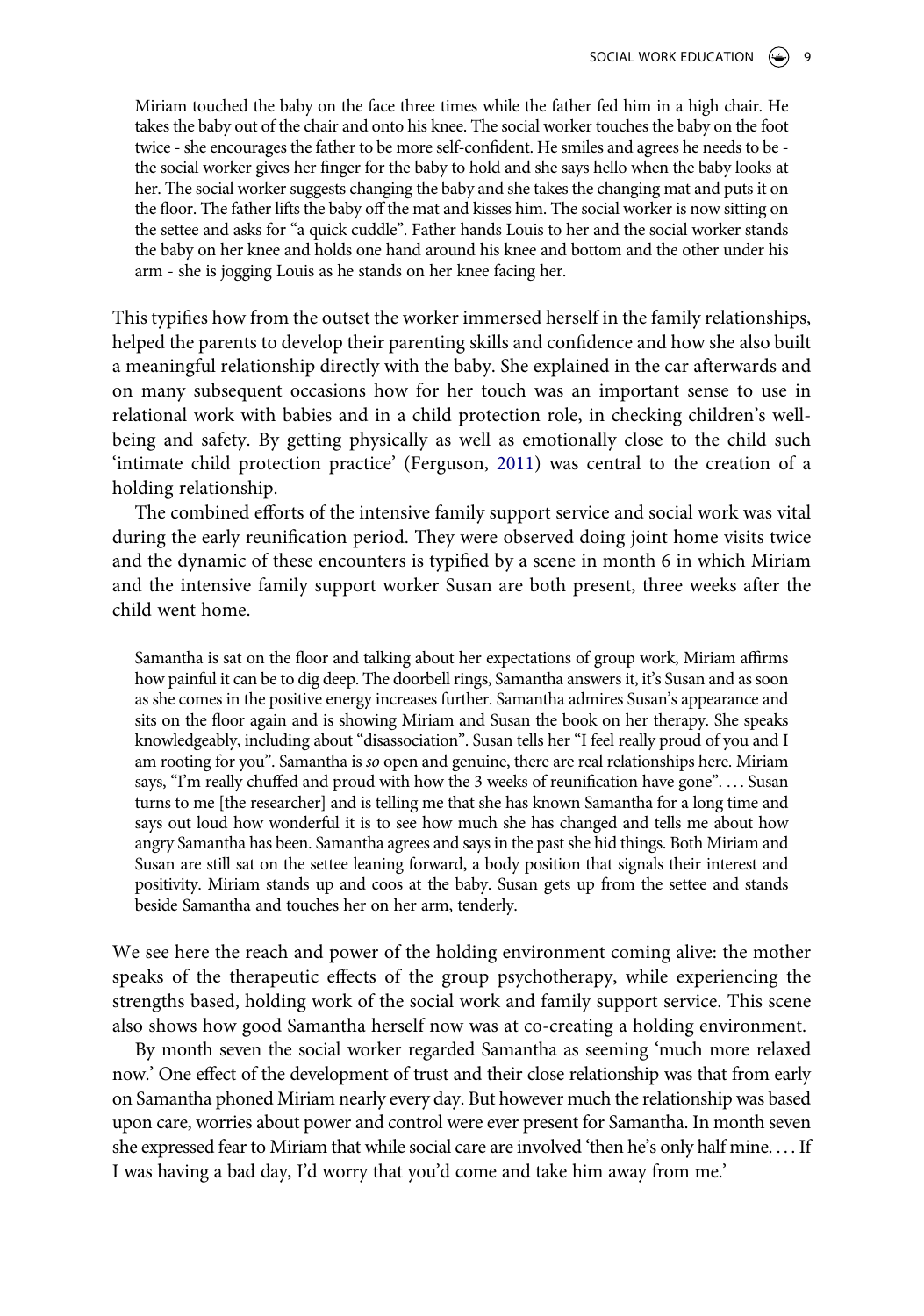> Miriam touched the baby on the face three times while the father fed him in a high chair. He takes the baby out of the chair and onto his knee. The social worker touches the baby on the foot twice - she encourages the father to be more self-confident. He smiles and agrees he needs to be - the social worker gives her finger for the baby to hold and she says hello when the baby looks at her. The social worker suggests changing the baby and she takes the changing mat and puts it on the floor. The father lifts the baby off the mat and kisses him. The social worker is now sitting on the settee and asks for "a quick cuddle". Father hands Louis to her and the social worker stands the baby on her knee and holds one hand around his knee and bottom and the other under his arm - she is jogging Louis as he stands on her knee facing her.

This typifies how from the outset the worker immersed herself in the family relationships, helped the parents to develop their parenting skills and confidence and how she also built a meaningful relationship directly with the baby. She explained in the car afterwards and on many subsequent occasions how for her touch was an important sense to use in relational work with babies and in a child protection role, in checking children's well-being and safety. By getting physically as well as emotionally close to the child such 'intimate child protection practice' (Ferguson, 2011) was central to the creation of a holding relationship.

The combined efforts of the intensive family support service and social work was vital during the early reunification period. They were observed doing joint home visits twice and the dynamic of these encounters is typified by a scene in month 6 in which Miriam and the intensive family support worker Susan are both present, three weeks after the child went home.

> Samantha is sat on the floor and talking about her expectations of group work, Miriam affirms how painful it can be to dig deep. The doorbell rings, Samantha answers it, it's Susan and as soon as she comes in the positive energy increases further. Samantha admires Susan's appearance and sits on the floor again and is showing Miriam and Susan the book on her therapy. She speaks knowledgeably, including about "disassociation". Susan tells her "I feel really proud of you and I am rooting for you". Samantha is *so* open and genuine, there are real relationships here. Miriam says, "I'm really chuffed and proud with how the 3 weeks of reunification have gone". . . . Susan turns to me [the researcher] and is telling me that she has known Samantha for a long time and says out loud how wonderful it is to see how much she has changed and tells me about how angry Samantha has been. Samantha agrees and says in the past she hid things. Both Miriam and Susan are still sat on the settee leaning forward, a body position that signals their interest and positivity. Miriam stands up and coos at the baby. Susan gets up from the settee and stands beside Samantha and touches her on her arm, tenderly.

We see here the reach and power of the holding environment coming alive: the mother speaks of the therapeutic effects of the group psychotherapy, while experiencing the strengths based, holding work of the social work and family support service. This scene also shows how good Samantha herself now was at co-creating a holding environment.

By month seven the social worker regarded Samantha as seeming 'much more relaxed now.' One effect of the development of trust and their close relationship was that from early on Samantha phoned Miriam nearly every day. But however much the relationship was based upon care, worries about power and control were ever present for Samantha. In month seven she expressed fear to Miriam that while social care are involved 'then he's only half mine. . . . If I was having a bad day, I'd worry that you'd come and take him away from me.'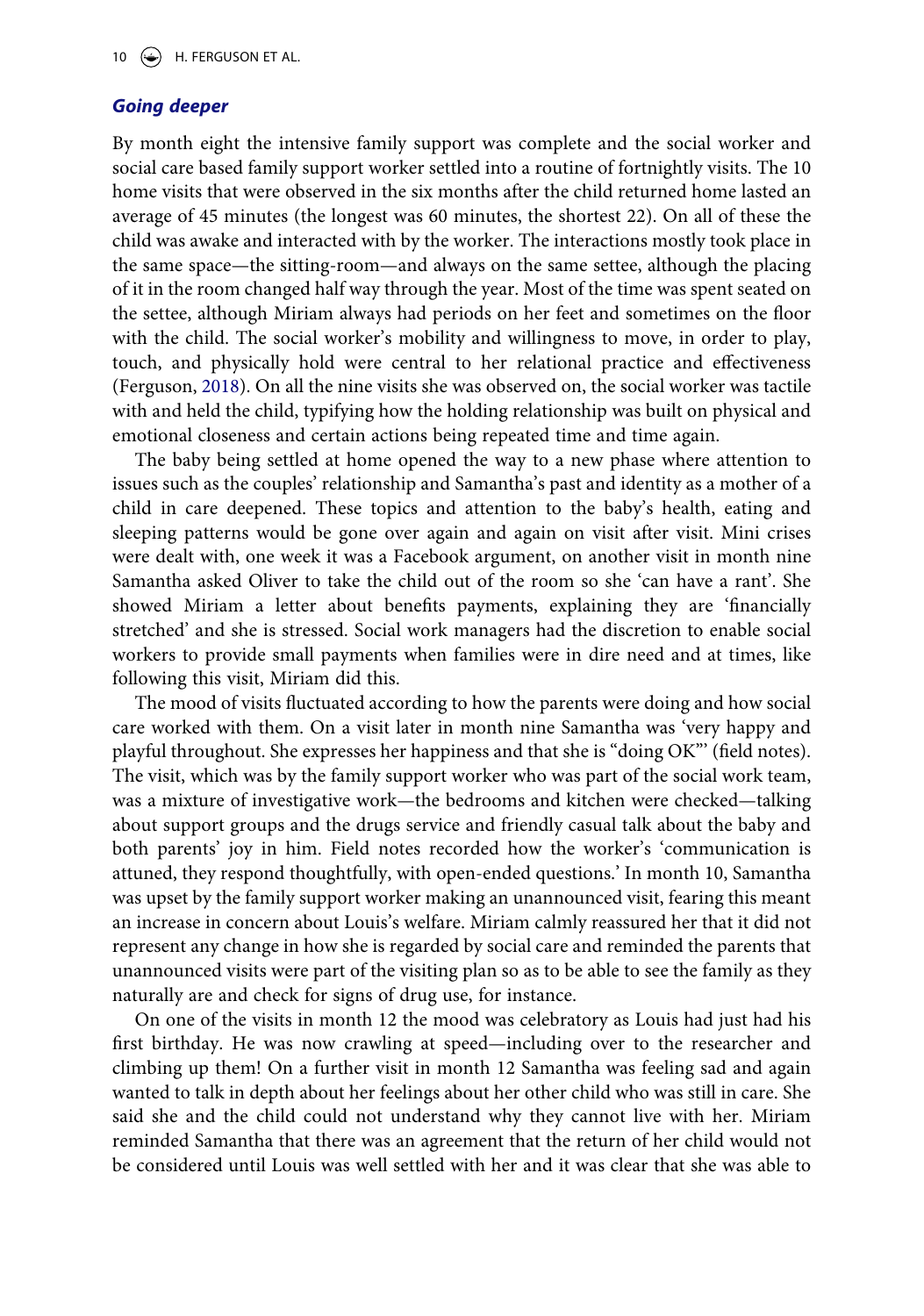### *Going deeper*

By month eight the intensive family support was complete and the social worker and social care based family support worker settled into a routine of fortnightly visits. The 10 home visits that were observed in the six months after the child returned home lasted an average of 45 minutes (the longest was 60 minutes, the shortest 22). On all of these the child was awake and interacted with by the worker. The interactions mostly took place in the same space—the sitting-room—and always on the same settee, although the placing of it in the room changed half way through the year. Most of the time was spent seated on the settee, although Miriam always had periods on her feet and sometimes on the floor with the child. The social worker's mobility and willingness to move, in order to play, touch, and physically hold were central to her relational practice and effectiveness (Ferguson, 2018). On all the nine visits she was observed on, the social worker was tactile with and held the child, typifying how the holding relationship was built on physical and emotional closeness and certain actions being repeated time and time again.

The baby being settled at home opened the way to a new phase where attention to issues such as the couples' relationship and Samantha's past and identity as a mother of a child in care deepened. These topics and attention to the baby's health, eating and sleeping patterns would be gone over again and again on visit after visit. Mini crises were dealt with, one week it was a Facebook argument, on another visit in month nine Samantha asked Oliver to take the child out of the room so she 'can have a rant'. She showed Miriam a letter about benefits payments, explaining they are 'financially stretched' and she is stressed. Social work managers had the discretion to enable social workers to provide small payments when families were in dire need and at times, like following this visit, Miriam did this.

The mood of visits fluctuated according to how the parents were doing and how social care worked with them. On a visit later in month nine Samantha was 'very happy and playful throughout. She expresses her happiness and that she is "doing OK"' (field notes). The visit, which was by the family support worker who was part of the social work team, was a mixture of investigative work—the bedrooms and kitchen were checked—talking about support groups and the drugs service and friendly casual talk about the baby and both parents' joy in him. Field notes recorded how the worker's 'communication is attuned, they respond thoughtfully, with open-ended questions.' In month 10, Samantha was upset by the family support worker making an unannounced visit, fearing this meant an increase in concern about Louis's welfare. Miriam calmly reassured her that it did not represent any change in how she is regarded by social care and reminded the parents that unannounced visits were part of the visiting plan so as to be able to see the family as they naturally are and check for signs of drug use, for instance.

On one of the visits in month 12 the mood was celebratory as Louis had just had his first birthday. He was now crawling at speed—including over to the researcher and climbing up them! On a further visit in month 12 Samantha was feeling sad and again wanted to talk in depth about her feelings about her other child who was still in care. She said she and the child could not understand why they cannot live with her. Miriam reminded Samantha that there was an agreement that the return of her child would not be considered until Louis was well settled with her and it was clear that she was able to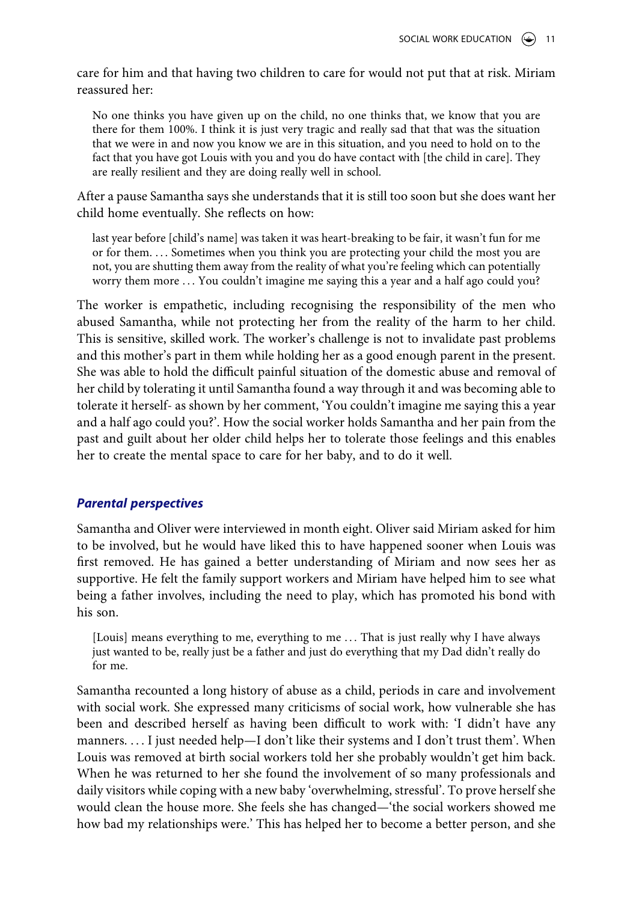care for him and that having two children to care for would not put that at risk. Miriam reassured her:

> No one thinks you have given up on the child, no one thinks that, we know that you are there for them 100%. I think it is just very tragic and really sad that that was the situation that we were in and now you know we are in this situation, and you need to hold on to the fact that you have got Louis with you and you do have contact with [the child in care]. They are really resilient and they are doing really well in school.

After a pause Samantha says she understands that it is still too soon but she does want her child home eventually. She reflects on how:

> last year before [child's name] was taken it was heart-breaking to be fair, it wasn't fun for me or for them. . . . Sometimes when you think you are protecting your child the most you are not, you are shutting them away from the reality of what you're feeling which can potentially worry them more . . . You couldn't imagine me saying this a year and a half ago could you?

The worker is empathetic, including recognising the responsibility of the men who abused Samantha, while not protecting her from the reality of the harm to her child. This is sensitive, skilled work. The worker's challenge is not to invalidate past problems and this mother's part in them while holding her as a good enough parent in the present. She was able to hold the difficult painful situation of the domestic abuse and removal of her child by tolerating it until Samantha found a way through it and was becoming able to tolerate it herself- as shown by her comment, 'You couldn't imagine me saying this a year and a half ago could you?'. How the social worker holds Samantha and her pain from the past and guilt about her older child helps her to tolerate those feelings and this enables her to create the mental space to care for her baby, and to do it well.

### *Parental perspectives*

Samantha and Oliver were interviewed in month eight. Oliver said Miriam asked for him to be involved, but he would have liked this to have happened sooner when Louis was first removed. He has gained a better understanding of Miriam and now sees her as supportive. He felt the family support workers and Miriam have helped him to see what being a father involves, including the need to play, which has promoted his bond with his son.

> [Louis] means everything to me, everything to me . . . That is just really why I have always just wanted to be, really just be a father and just do everything that my Dad didn't really do for me.

Samantha recounted a long history of abuse as a child, periods in care and involvement with social work. She expressed many criticisms of social work, how vulnerable she has been and described herself as having been difficult to work with: 'I didn't have any manners. . . . I just needed help—I don't like their systems and I don't trust them'. When Louis was removed at birth social workers told her she probably wouldn't get him back. When he was returned to her she found the involvement of so many professionals and daily visitors while coping with a new baby 'overwhelming, stressful'. To prove herself she would clean the house more. She feels she has changed—'the social workers showed me how bad my relationships were.' This has helped her to become a better person, and she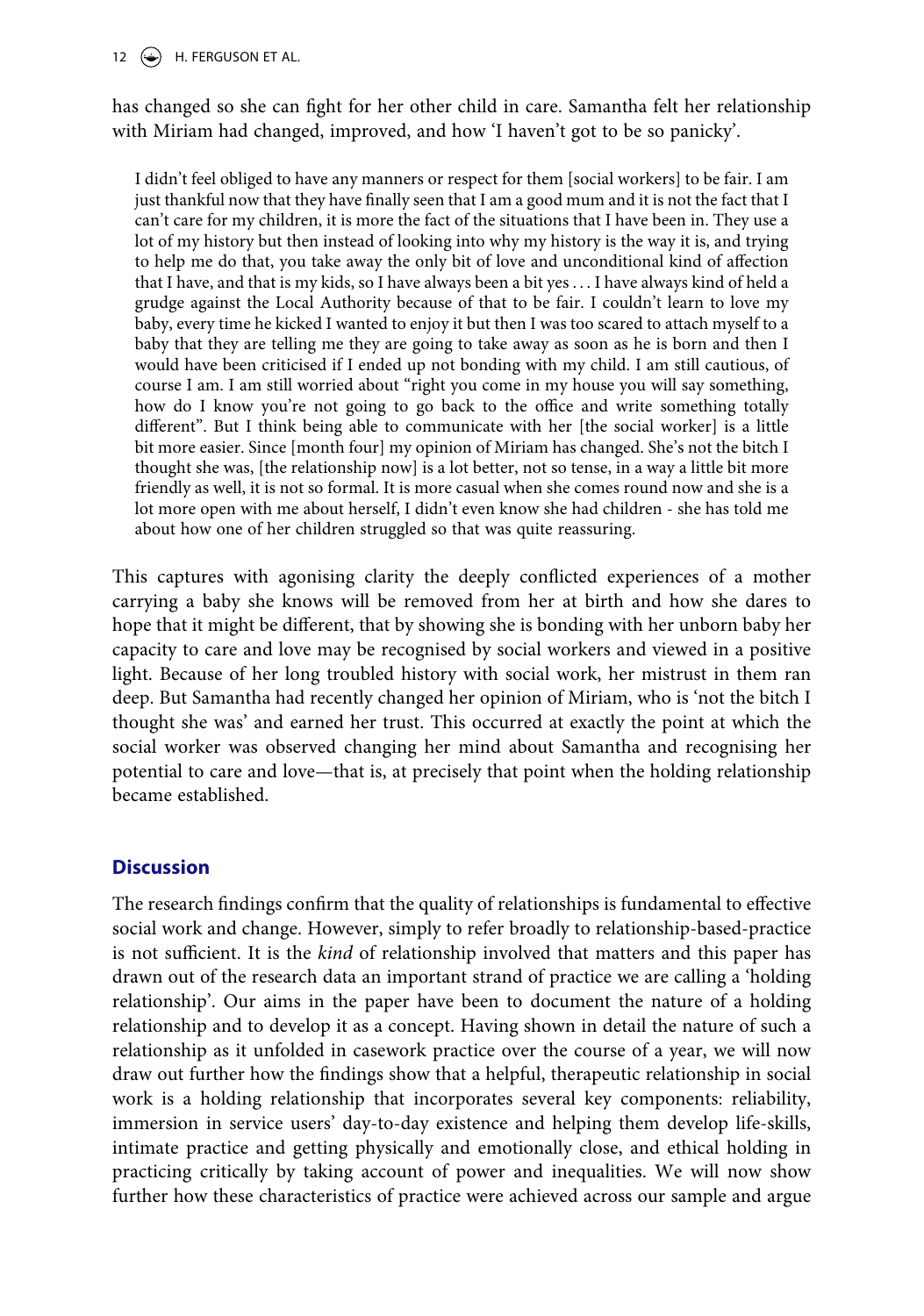has changed so she can fight for her other child in care. Samantha felt her relationship with Miriam had changed, improved, and how 'I haven't got to be so panicky'.

> I didn't feel obliged to have any manners or respect for them [social workers] to be fair. I am just thankful now that they have finally seen that I am a good mum and it is not the fact that I can't care for my children, it is more the fact of the situations that I have been in. They use a lot of my history but then instead of looking into why my history is the way it is, and trying to help me do that, you take away the only bit of love and unconditional kind of affection that I have, and that is my kids, so I have always been a bit yes . . . I have always kind of held a grudge against the Local Authority because of that to be fair. I couldn't learn to love my baby, every time he kicked I wanted to enjoy it but then I was too scared to attach myself to a baby that they are telling me they are going to take away as soon as he is born and then I would have been criticised if I ended up not bonding with my child. I am still cautious, of course I am. I am still worried about "right you come in my house you will say something, how do I know you're not going to go back to the office and write something totally different". But I think being able to communicate with her [the social worker] is a little bit more easier. Since [month four] my opinion of Miriam has changed. She's not the bitch I thought she was, [the relationship now] is a lot better, not so tense, in a way a little bit more friendly as well, it is not so formal. It is more casual when she comes round now and she is a lot more open with me about herself, I didn't even know she had children - she has told me about how one of her children struggled so that was quite reassuring.

This captures with agonising clarity the deeply conflicted experiences of a mother carrying a baby she knows will be removed from her at birth and how she dares to hope that it might be different, that by showing she is bonding with her unborn baby her capacity to care and love may be recognised by social workers and viewed in a positive light. Because of her long troubled history with social work, her mistrust in them ran deep. But Samantha had recently changed her opinion of Miriam, who is 'not the bitch I thought she was' and earned her trust. This occurred at exactly the point at which the social worker was observed changing her mind about Samantha and recognising her potential to care and love—that is, at precisely that point when the holding relationship became established.

## Discussion

The research findings confirm that the quality of relationships is fundamental to effective social work and change. However, simply to refer broadly to relationship-based-practice is not sufficient. It is the *kind* of relationship involved that matters and this paper has drawn out of the research data an important strand of practice we are calling a 'holding relationship'. Our aims in the paper have been to document the nature of a holding relationship and to develop it as a concept. Having shown in detail the nature of such a relationship as it unfolded in casework practice over the course of a year, we will now draw out further how the findings show that a helpful, therapeutic relationship in social work is a holding relationship that incorporates several key components: reliability, immersion in service users' day-to-day existence and helping them develop life-skills, intimate practice and getting physically and emotionally close, and ethical holding in practicing critically by taking account of power and inequalities. We will now show further how these characteristics of practice were achieved across our sample and argue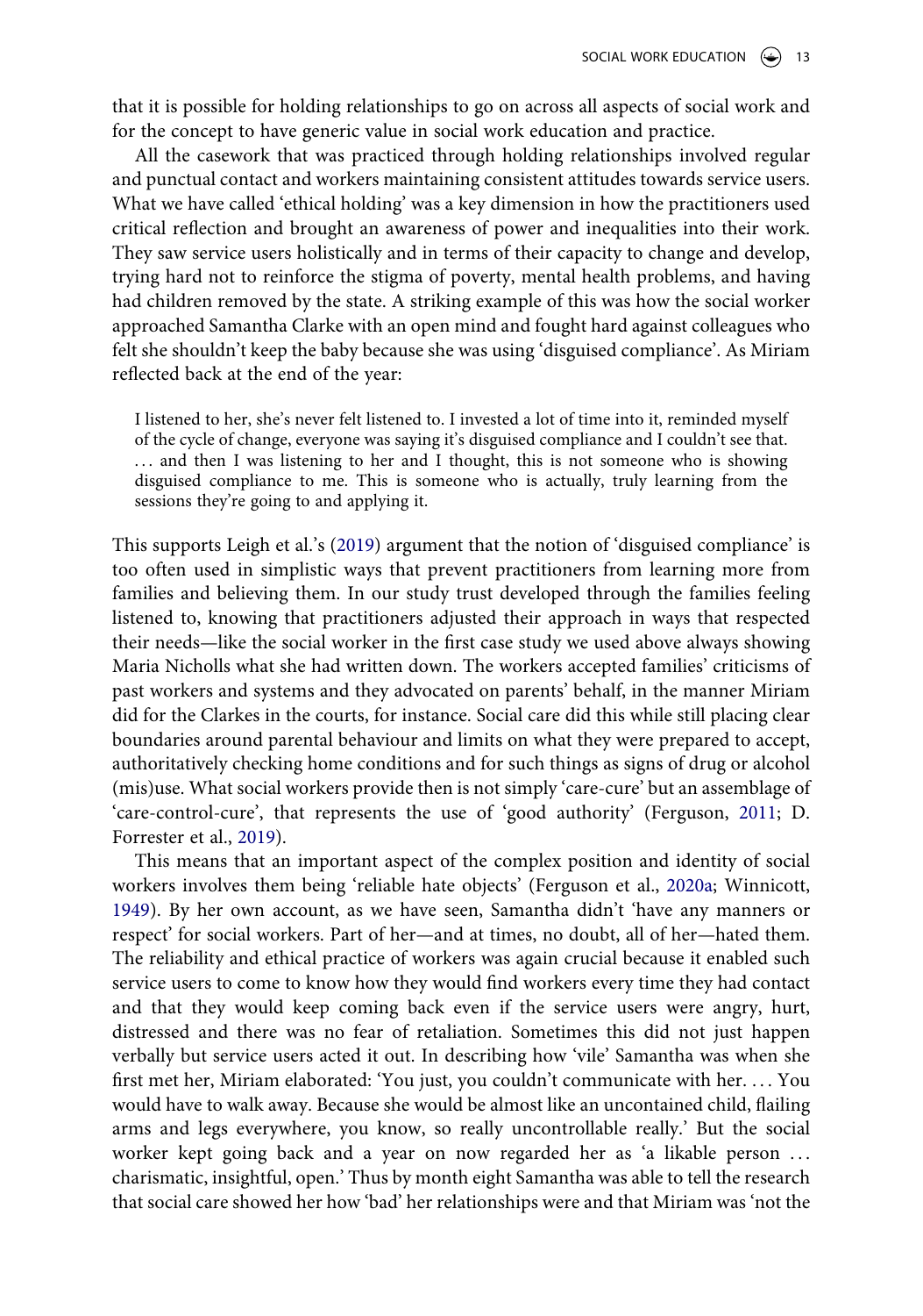that it is possible for holding relationships to go on across all aspects of social work and for the concept to have generic value in social work education and practice.

All the casework that was practiced through holding relationships involved regular and punctual contact and workers maintaining consistent attitudes towards service users. What we have called 'ethical holding' was a key dimension in how the practitioners used critical reflection and brought an awareness of power and inequalities into their work. They saw service users holistically and in terms of their capacity to change and develop, trying hard not to reinforce the stigma of poverty, mental health problems, and having had children removed by the state. A striking example of this was how the social worker approached Samantha Clarke with an open mind and fought hard against colleagues who felt she shouldn't keep the baby because she was using 'disguised compliance'. As Miriam reflected back at the end of the year:

> I listened to her, she's never felt listened to. I invested a lot of time into it, reminded myself of the cycle of change, everyone was saying it's disguised compliance and I couldn't see that. . . . and then I was listening to her and I thought, this is not someone who is showing disguised compliance to me. This is someone who is actually, truly learning from the sessions they're going to and applying it.

This supports Leigh et al.'s (2019) argument that the notion of 'disguised compliance' is too often used in simplistic ways that prevent practitioners from learning more from families and believing them. In our study trust developed through the families feeling listened to, knowing that practitioners adjusted their approach in ways that respected their needs—like the social worker in the first case study we used above always showing Maria Nicholls what she had written down. The workers accepted families' criticisms of past workers and systems and they advocated on parents' behalf, in the manner Miriam did for the Clarkes in the courts, for instance. Social care did this while still placing clear boundaries around parental behaviour and limits on what they were prepared to accept, authoritatively checking home conditions and for such things as signs of drug or alcohol (mis)use. What social workers provide then is not simply 'care-cure' but an assemblage of 'care-control-cure', that represents the use of 'good authority' (Ferguson, 2011; D. Forrester et al., 2019).

This means that an important aspect of the complex position and identity of social workers involves them being 'reliable hate objects' (Ferguson et al., 2020a; Winnicott, 1949). By her own account, as we have seen, Samantha didn't 'have any manners or respect' for social workers. Part of her—and at times, no doubt, all of her—hated them. The reliability and ethical practice of workers was again crucial because it enabled such service users to come to know how they would find workers every time they had contact and that they would keep coming back even if the service users were angry, hurt, distressed and there was no fear of retaliation. Sometimes this did not just happen verbally but service users acted it out. In describing how 'vile' Samantha was when she first met her, Miriam elaborated: 'You just, you couldn't communicate with her. . . . You would have to walk away. Because she would be almost like an uncontained child, flailing arms and legs everywhere, you know, so really uncontrollable really.' But the social worker kept going back and a year on now regarded her as 'a likable person . . . charismatic, insightful, open.' Thus by month eight Samantha was able to tell the research that social care showed her how 'bad' her relationships were and that Miriam was 'not the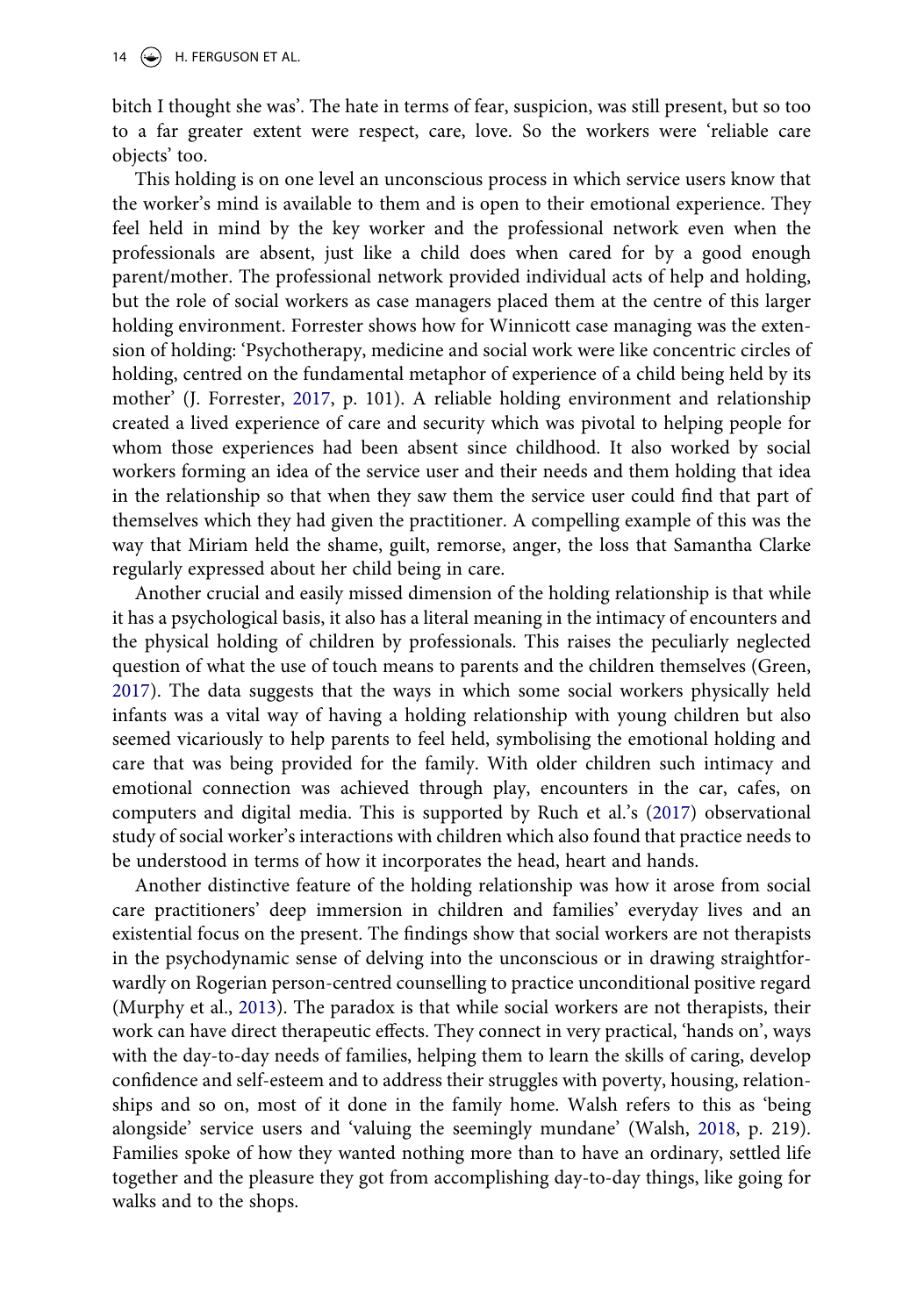bitch I thought she was'. The hate in terms of fear, suspicion, was still present, but so too to a far greater extent were respect, care, love. So the workers were 'reliable care objects' too.

This holding is on one level an unconscious process in which service users know that the worker's mind is available to them and is open to their emotional experience. They feel held in mind by the key worker and the professional network even when the professionals are absent, just like a child does when cared for by a good enough parent/mother. The professional network provided individual acts of help and holding, but the role of social workers as case managers placed them at the centre of this larger holding environment. Forrester shows how for Winnicott case managing was the extension of holding: 'Psychotherapy, medicine and social work were like concentric circles of holding, centred on the fundamental metaphor of experience of a child being held by its mother' (J. Forrester, 2017, p. 101). A reliable holding environment and relationship created a lived experience of care and security which was pivotal to helping people for whom those experiences had been absent since childhood. It also worked by social workers forming an idea of the service user and their needs and them holding that idea in the relationship so that when they saw them the service user could find that part of themselves which they had given the practitioner. A compelling example of this was the way that Miriam held the shame, guilt, remorse, anger, the loss that Samantha Clarke regularly expressed about her child being in care.

Another crucial and easily missed dimension of the holding relationship is that while it has a psychological basis, it also has a literal meaning in the intimacy of encounters and the physical holding of children by professionals. This raises the peculiarly neglected question of what the use of touch means to parents and the children themselves (Green, 2017). The data suggests that the ways in which some social workers physically held infants was a vital way of having a holding relationship with young children but also seemed vicariously to help parents to feel held, symbolising the emotional holding and care that was being provided for the family. With older children such intimacy and emotional connection was achieved through play, encounters in the car, cafes, on computers and digital media. This is supported by Ruch et al.'s (2017) observational study of social worker's interactions with children which also found that practice needs to be understood in terms of how it incorporates the head, heart and hands.

Another distinctive feature of the holding relationship was how it arose from social care practitioners' deep immersion in children and families' everyday lives and an existential focus on the present. The findings show that social workers are not therapists in the psychodynamic sense of delving into the unconscious or in drawing straightforwardly on Rogerian person-centred counselling to practice unconditional positive regard (Murphy et al., 2013). The paradox is that while social workers are not therapists, their work can have direct therapeutic effects. They connect in very practical, 'hands on', ways with the day-to-day needs of families, helping them to learn the skills of caring, develop confidence and self-esteem and to address their struggles with poverty, housing, relationships and so on, most of it done in the family home. Walsh refers to this as 'being alongside' service users and 'valuing the seemingly mundane' (Walsh, 2018, p. 219). Families spoke of how they wanted nothing more than to have an ordinary, settled life together and the pleasure they got from accomplishing day-to-day things, like going for walks and to the shops.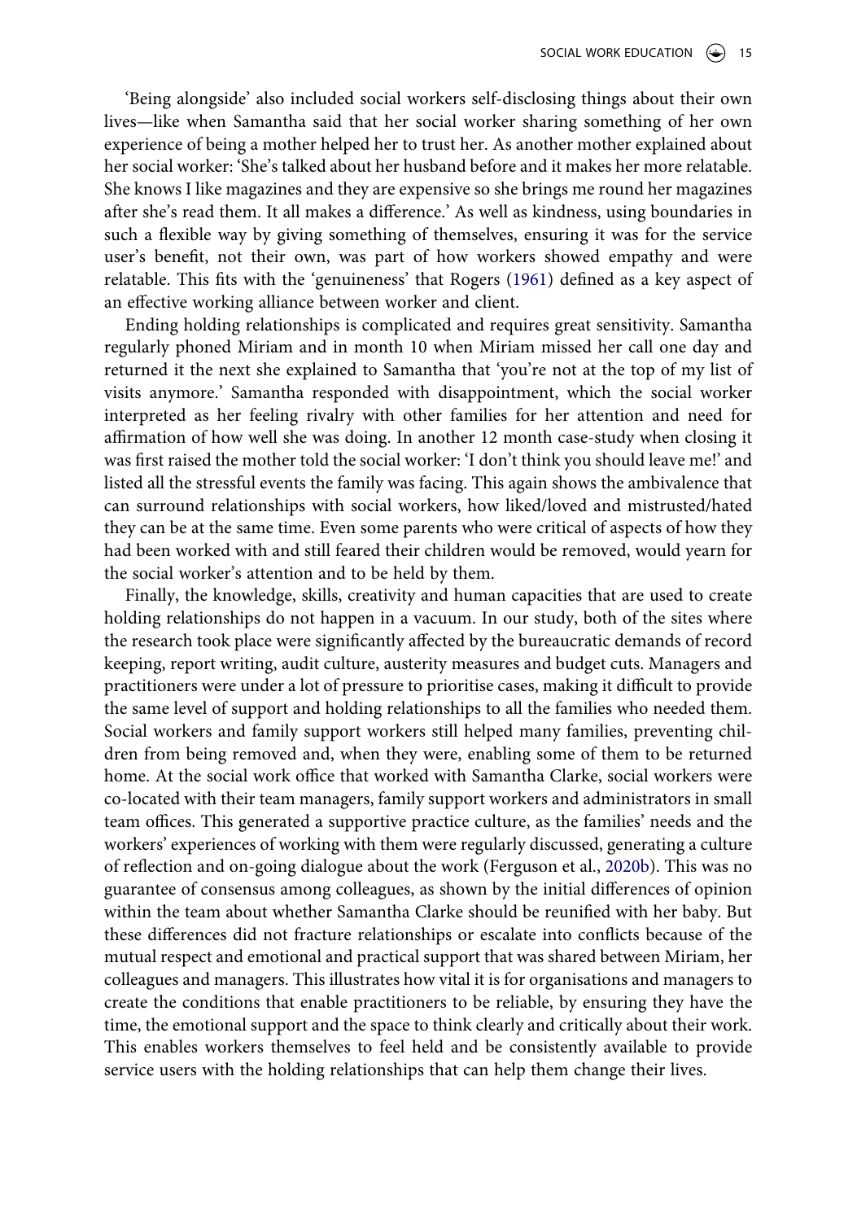'Being alongside' also included social workers self-disclosing things about their own lives—like when Samantha said that her social worker sharing something of her own experience of being a mother helped her to trust her. As another mother explained about her social worker: 'She's talked about her husband before and it makes her more relatable. She knows I like magazines and they are expensive so she brings me round her magazines after she's read them. It all makes a difference.' As well as kindness, using boundaries in such a flexible way by giving something of themselves, ensuring it was for the service user's benefit, not their own, was part of how workers showed empathy and were relatable. This fits with the 'genuineness' that Rogers (1961) defined as a key aspect of an effective working alliance between worker and client.

Ending holding relationships is complicated and requires great sensitivity. Samantha regularly phoned Miriam and in month 10 when Miriam missed her call one day and returned it the next she explained to Samantha that 'you're not at the top of my list of visits anymore.' Samantha responded with disappointment, which the social worker interpreted as her feeling rivalry with other families for her attention and need for affirmation of how well she was doing. In another 12 month case-study when closing it was first raised the mother told the social worker: 'I don't think you should leave me!' and listed all the stressful events the family was facing. This again shows the ambivalence that can surround relationships with social workers, how liked/loved and mistrusted/hated they can be at the same time. Even some parents who were critical of aspects of how they had been worked with and still feared their children would be removed, would yearn for the social worker's attention and to be held by them.

Finally, the knowledge, skills, creativity and human capacities that are used to create holding relationships do not happen in a vacuum. In our study, both of the sites where the research took place were significantly affected by the bureaucratic demands of record keeping, report writing, audit culture, austerity measures and budget cuts. Managers and practitioners were under a lot of pressure to prioritise cases, making it difficult to provide the same level of support and holding relationships to all the families who needed them. Social workers and family support workers still helped many families, preventing children from being removed and, when they were, enabling some of them to be returned home. At the social work office that worked with Samantha Clarke, social workers were co-located with their team managers, family support workers and administrators in small team offices. This generated a supportive practice culture, as the families' needs and the workers' experiences of working with them were regularly discussed, generating a culture of reflection and on-going dialogue about the work (Ferguson et al., 2020b). This was no guarantee of consensus among colleagues, as shown by the initial differences of opinion within the team about whether Samantha Clarke should be reunified with her baby. But these differences did not fracture relationships or escalate into conflicts because of the mutual respect and emotional and practical support that was shared between Miriam, her colleagues and managers. This illustrates how vital it is for organisations and managers to create the conditions that enable practitioners to be reliable, by ensuring they have the time, the emotional support and the space to think clearly and critically about their work. This enables workers themselves to feel held and be consistently available to provide service users with the holding relationships that can help them change their lives.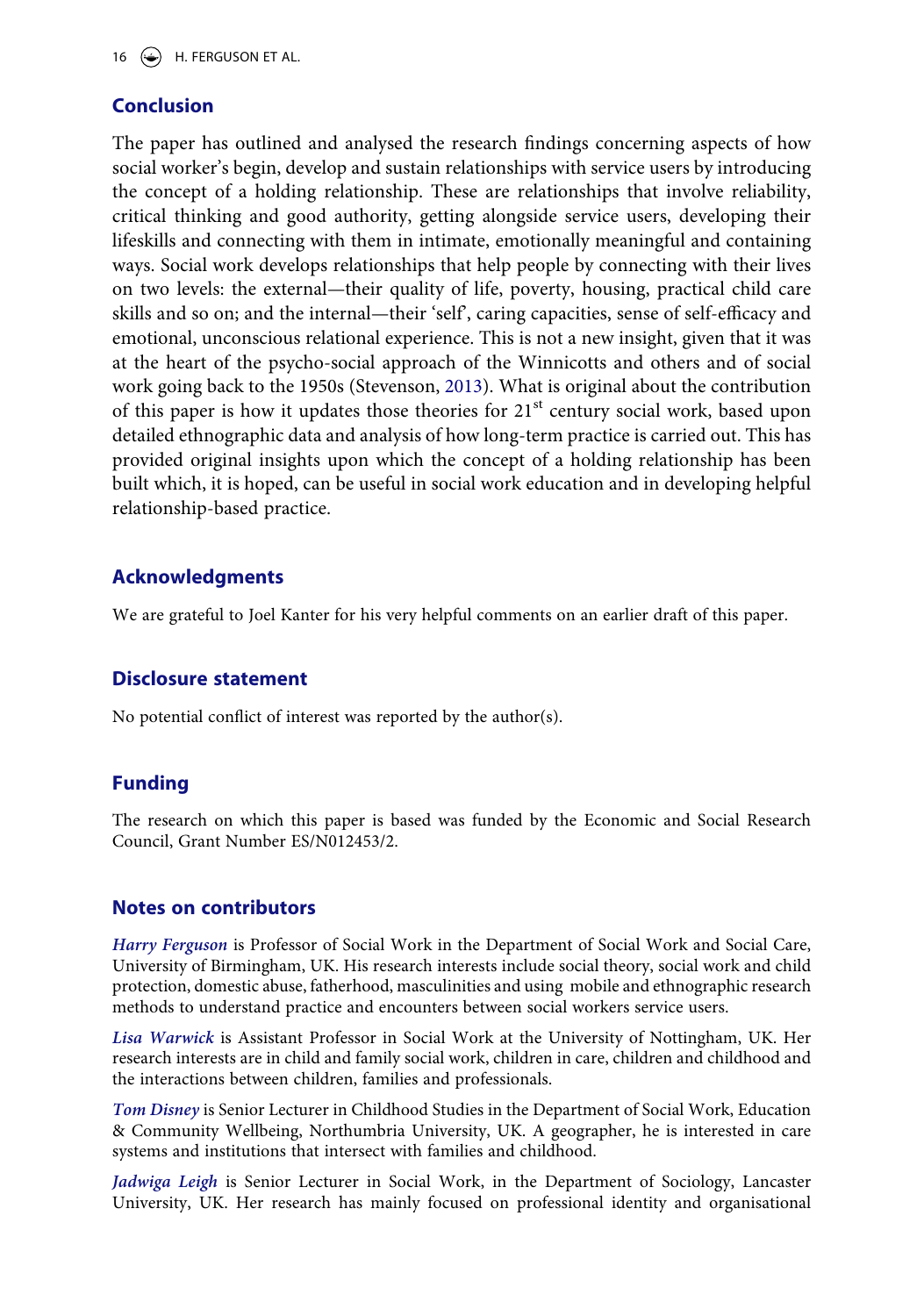## Conclusion

The paper has outlined and analysed the research findings concerning aspects of how social worker's begin, develop and sustain relationships with service users by introducing the concept of a holding relationship. These are relationships that involve reliability, critical thinking and good authority, getting alongside service users, developing their lifeskills and connecting with them in intimate, emotionally meaningful and containing ways. Social work develops relationships that help people by connecting with their lives on two levels: the external—their quality of life, poverty, housing, practical child care skills and so on; and the internal—their 'self', caring capacities, sense of self-efficacy and emotional, unconscious relational experience. This is not a new insight, given that it was at the heart of the psycho-social approach of the Winnicotts and others and of social work going back to the 1950s (Stevenson, 2013). What is original about the contribution of this paper is how it updates those theories for 21st century social work, based upon detailed ethnographic data and analysis of how long-term practice is carried out. This has provided original insights upon which the concept of a holding relationship has been built which, it is hoped, can be useful in social work education and in developing helpful relationship-based practice.

## Acknowledgments

We are grateful to Joel Kanter for his very helpful comments on an earlier draft of this paper.

## Disclosure statement

No potential conflict of interest was reported by the author(s).

## Funding

The research on which this paper is based was funded by the Economic and Social Research Council, Grant Number ES/N012453/2.

## Notes on contributors

*Harry Ferguson* is Professor of Social Work in the Department of Social Work and Social Care, University of Birmingham, UK. His research interests include social theory, social work and child protection, domestic abuse, fatherhood, masculinities and using mobile and ethnographic research methods to understand practice and encounters between social workers service users.

*Lisa Warwick* is Assistant Professor in Social Work at the University of Nottingham, UK. Her research interests are in child and family social work, children in care, children and childhood and the interactions between children, families and professionals.

*Tom Disney* is Senior Lecturer in Childhood Studies in the Department of Social Work, Education & Community Wellbeing, Northumbria University, UK. A geographer, he is interested in care systems and institutions that intersect with families and childhood.

*Jadwiga Leigh* is Senior Lecturer in Social Work, in the Department of Sociology, Lancaster University, UK. Her research has mainly focused on professional identity and organisational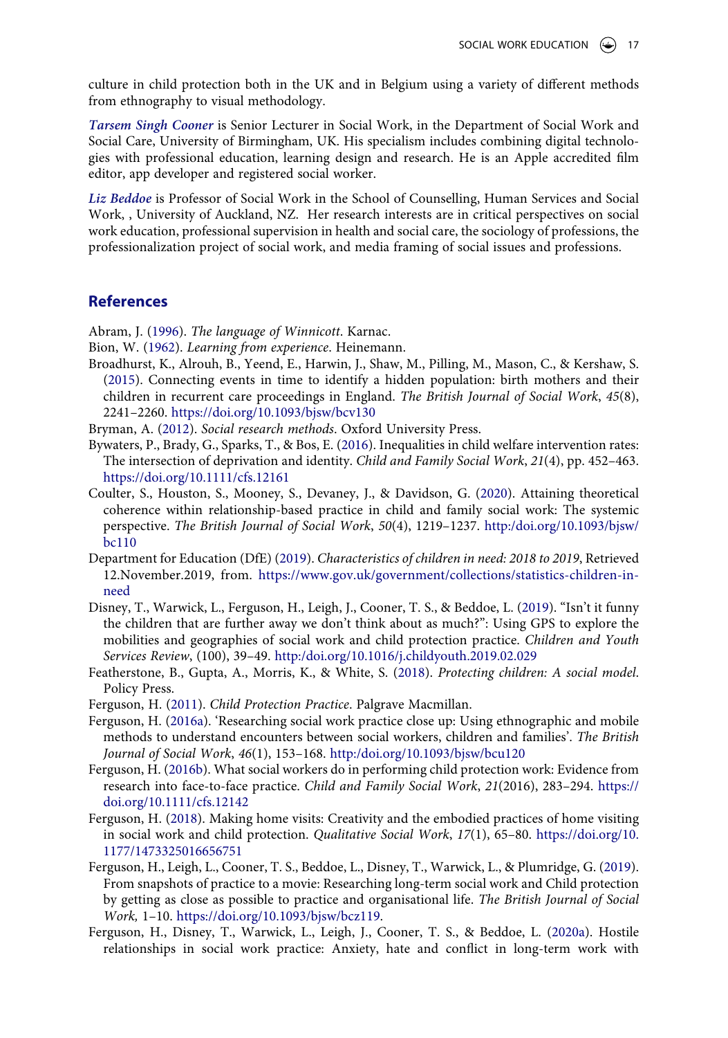culture in child protection both in the UK and in Belgium using a variety of different methods from ethnography to visual methodology.

***Tarsem Singh Cooner*** is Senior Lecturer in Social Work, in the Department of Social Work and Social Care, University of Birmingham, UK. His specialism includes combining digital technologies with professional education, learning design and research. He is an Apple accredited film editor, app developer and registered social worker.

***Liz Beddoe*** is Professor of Social Work in the School of Counselling, Human Services and Social Work, , University of Auckland, NZ. Her research interests are in critical perspectives on social work education, professional supervision in health and social care, the sociology of professions, the professionalization project of social work, and media framing of social issues and professions.

## References

Abram, J. (1996). *The language of Winnicott*. Karnac.

Bion, W. (1962). *Learning from experience*. Heinemann.

Broadhurst, K., Alrouh, B., Yeend, E., Harwin, J., Shaw, M., Pilling, M., Mason, C., & Kershaw, S. (2015). Connecting events in time to identify a hidden population: birth mothers and their children in recurrent care proceedings in England. *The British Journal of Social Work*, *45*(8), 2241–2260. https://doi.org/10.1093/bjsw/bcv130

Bryman, A. (2012). *Social research methods*. Oxford University Press.

Bywaters, P., Brady, G., Sparks, T., & Bos, E. (2016). Inequalities in child welfare intervention rates: The intersection of deprivation and identity. *Child and Family Social Work*, *21*(4), pp. 452–463. https://doi.org/10.1111/cfs.12161

Coulter, S., Houston, S., Mooney, S., Devaney, J., & Davidson, G. (2020). Attaining theoretical coherence within relationship-based practice in child and family social work: The systemic perspective. *The British Journal of Social Work*, *50*(4), 1219–1237. http:/doi.org/10.1093/bjsw/bc110

Department for Education (DfE) (2019). *Characteristics of children in need: 2018 to 2019*, Retrieved 12.November.2019, from. https://www.gov.uk/government/collections/statistics-children-in-need

Disney, T., Warwick, L., Ferguson, H., Leigh, J., Cooner, T. S., & Beddoe, L. (2019). "Isn't it funny the children that are further away we don't think about as much?": Using GPS to explore the mobilities and geographies of social work and child protection practice. *Children and Youth Services Review*, (100), 39–49. http:/doi.org/10.1016/j.childyouth.2019.02.029

Featherstone, B., Gupta, A., Morris, K., & White, S. (2018). *Protecting children: A social model*. Policy Press.

Ferguson, H. (2011). *Child Protection Practice*. Palgrave Macmillan.

Ferguson, H. (2016a). 'Researching social work practice close up: Using ethnographic and mobile methods to understand encounters between social workers, children and families'. *The British Journal of Social Work*, *46*(1), 153–168. http:/doi.org/10.1093/bjsw/bcu120

Ferguson, H. (2016b). What social workers do in performing child protection work: Evidence from research into face-to-face practice. *Child and Family Social Work*, *21*(2016), 283–294. https://doi.org/10.1111/cfs.12142

Ferguson, H. (2018). Making home visits: Creativity and the embodied practices of home visiting in social work and child protection. *Qualitative Social Work*, *17*(1), 65–80. https://doi.org/10.1177/1473325016656751

Ferguson, H., Leigh, L., Cooner, T. S., Beddoe, L., Disney, T., Warwick, L., & Plumridge, G. (2019). From snapshots of practice to a movie: Researching long-term social work and Child protection by getting as close as possible to practice and organisational life. *The British Journal of Social Work,* 1–10. https://doi.org/10.1093/bjsw/bcz119.

Ferguson, H., Disney, T., Warwick, L., Leigh, J., Cooner, T. S., & Beddoe, L. (2020a). Hostile relationships in social work practice: Anxiety, hate and conflict in long-term work with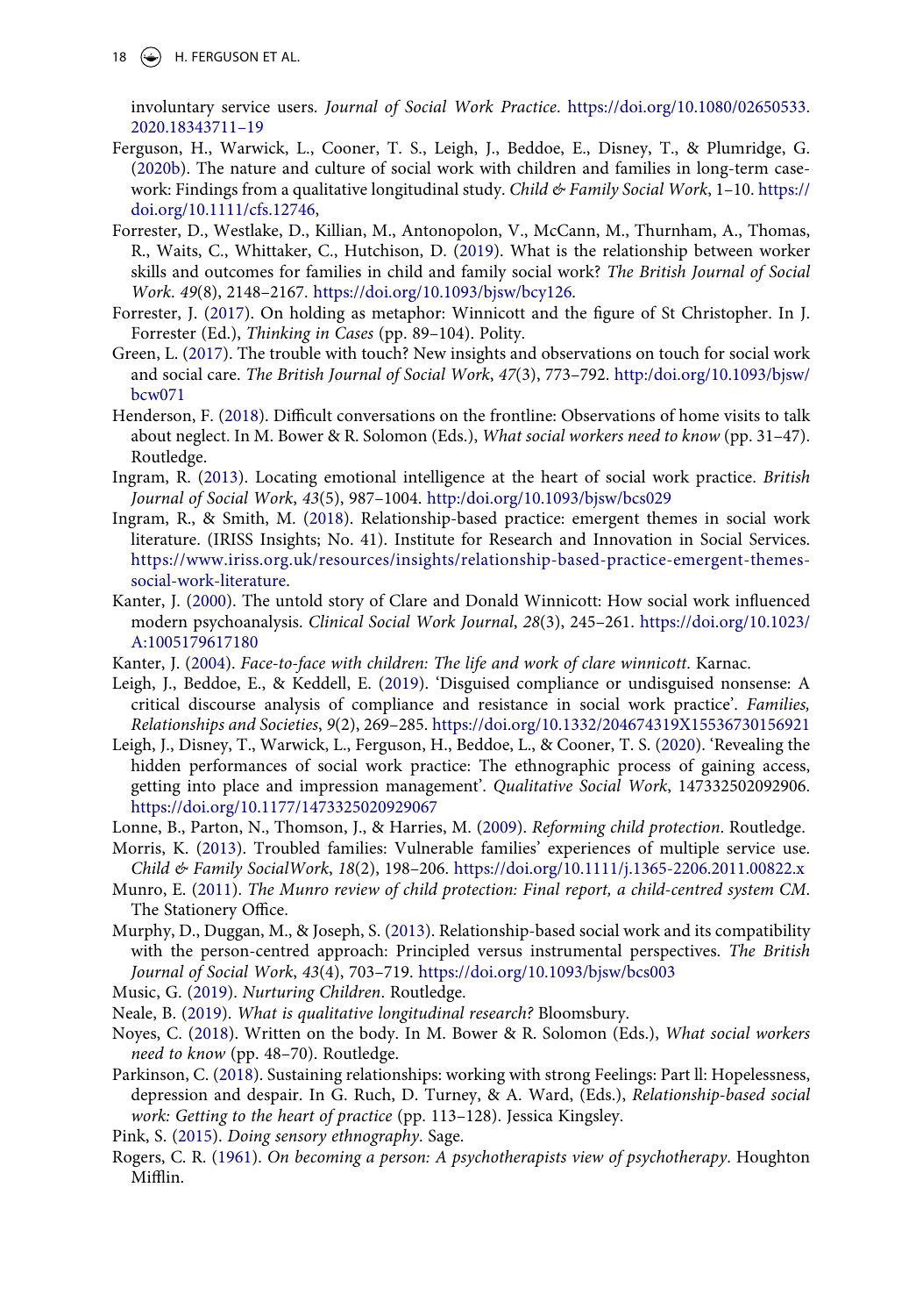involuntary service users. *Journal of Social Work Practice*. https://doi.org/10.1080/02650533.2020.18343711–19

Ferguson, H., Warwick, L., Cooner, T. S., Leigh, J., Beddoe, E., Disney, T., & Plumridge, G. (2020b). The nature and culture of social work with children and families in long-term casework: Findings from a qualitative longitudinal study. *Child & Family Social Work*, 1–10. https://doi.org/10.1111/cfs.12746,

Forrester, D., Westlake, D., Killian, M., Antonopolon, V., McCann, M., Thurnham, A., Thomas, R., Waits, C., Whittaker, C., Hutchison, D. (2019). What is the relationship between worker skills and outcomes for families in child and family social work? *The British Journal of Social Work*. *49*(8), 2148–2167. https://doi.org/10.1093/bjsw/bcy126.

Forrester, J. (2017). On holding as metaphor: Winnicott and the figure of St Christopher. In J. Forrester (Ed.), *Thinking in Cases* (pp. 89–104). Polity.

Green, L. (2017). The trouble with touch? New insights and observations on touch for social work and social care. *The British Journal of Social Work*, *47*(3), 773–792. http:/doi.org/10.1093/bjsw/bcw071

Henderson, F. (2018). Difficult conversations on the frontline: Observations of home visits to talk about neglect. In M. Bower & R. Solomon (Eds.), *What social workers need to know* (pp. 31–47). Routledge.

Ingram, R. (2013). Locating emotional intelligence at the heart of social work practice. *British Journal of Social Work*, *43*(5), 987–1004. http:/doi.org/10.1093/bjsw/bcs029

Ingram, R., & Smith, M. (2018). Relationship-based practice: emergent themes in social work literature. (IRISS Insights; No. 41). Institute for Research and Innovation in Social Services. https://www.iriss.org.uk/resources/insights/relationship-based-practice-emergent-themes-social-work-literature.

Kanter, J. (2000). The untold story of Clare and Donald Winnicott: How social work influenced modern psychoanalysis. *Clinical Social Work Journal*, *28*(3), 245–261. https://doi.org/10.1023/A:1005179617180

Kanter, J. (2004). *Face-to-face with children: The life and work of clare winnicott*. Karnac.

Leigh, J., Beddoe, E., & Keddell, E. (2019). 'Disguised compliance or undisguised nonsense: A critical discourse analysis of compliance and resistance in social work practice'. *Families, Relationships and Societies*, *9*(2), 269–285. https://doi.org/10.1332/204674319X15536730156921

Leigh, J., Disney, T., Warwick, L., Ferguson, H., Beddoe, L., & Cooner, T. S. (2020). 'Revealing the hidden performances of social work practice: The ethnographic process of gaining access, getting into place and impression management'. *Qualitative Social Work*, 147332502092906. https://doi.org/10.1177/1473325020929067

Lonne, B., Parton, N., Thomson, J., & Harries, M. (2009). *Reforming child protection*. Routledge.

Morris, K. (2013). Troubled families: Vulnerable families' experiences of multiple service use. *Child & Family SocialWork*, *18*(2), 198–206. https://doi.org/10.1111/j.1365-2206.2011.00822.x

Munro, E. (2011). *The Munro review of child protection: Final report, a child-centred system CM*. The Stationery Office.

Murphy, D., Duggan, M., & Joseph, S. (2013). Relationship-based social work and its compatibility with the person-centred approach: Principled versus instrumental perspectives. *The British Journal of Social Work*, *43*(4), 703–719. https://doi.org/10.1093/bjsw/bcs003

Music, G. (2019). *Nurturing Children*. Routledge.

Neale, B. (2019). *What is qualitative longitudinal research?* Bloomsbury.

Noyes, C. (2018). Written on the body. In M. Bower & R. Solomon (Eds.), *What social workers need to know* (pp. 48–70). Routledge.

Parkinson, C. (2018). Sustaining relationships: working with strong Feelings: Part ll: Hopelessness, depression and despair. In G. Ruch, D. Turney, & A. Ward, (Eds.), *Relationship-based social work: Getting to the heart of practice* (pp. 113–128). Jessica Kingsley.

Pink, S. (2015). *Doing sensory ethnography*. Sage.

Rogers, C. R. (1961). *On becoming a person: A psychotherapists view of psychotherapy*. Houghton Mifflin.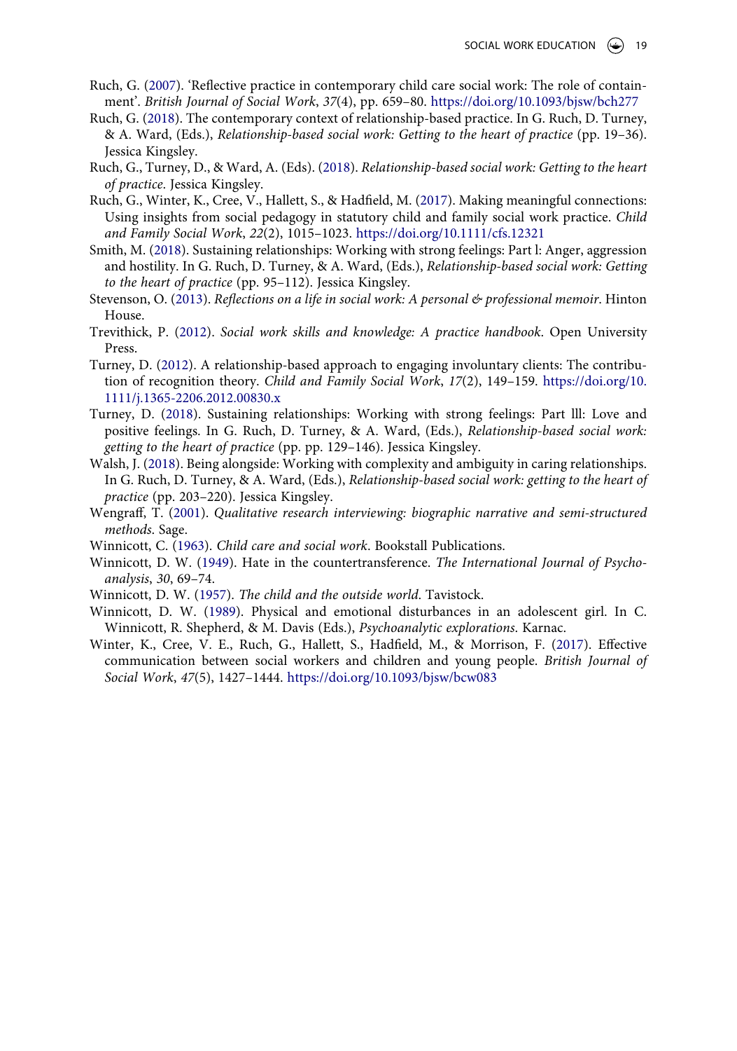Ruch, G. (2007). 'Reflective practice in contemporary child care social work: The role of containment'. *British Journal of Social Work*, *37*(4), pp. 659–80. https://doi.org/10.1093/bjsw/bch277

Ruch, G. (2018). The contemporary context of relationship-based practice. In G. Ruch, D. Turney, & A. Ward, (Eds.), *Relationship-based social work: Getting to the heart of practice* (pp. 19–36). Jessica Kingsley.

Ruch, G., Turney, D., & Ward, A. (Eds). (2018). *Relationship-based social work: Getting to the heart of practice*. Jessica Kingsley.

Ruch, G., Winter, K., Cree, V., Hallett, S., & Hadfield, M. (2017). Making meaningful connections: Using insights from social pedagogy in statutory child and family social work practice. *Child and Family Social Work*, *22*(2), 1015–1023. https://doi.org/10.1111/cfs.12321

Smith, M. (2018). Sustaining relationships: Working with strong feelings: Part l: Anger, aggression and hostility. In G. Ruch, D. Turney, & A. Ward, (Eds.), *Relationship-based social work: Getting to the heart of practice* (pp. 95–112). Jessica Kingsley.

Stevenson, O. (2013). *Reflections on a life in social work: A personal & professional memoir*. Hinton House.

Trevithick, P. (2012). *Social work skills and knowledge: A practice handbook*. Open University Press.

Turney, D. (2012). A relationship-based approach to engaging involuntary clients: The contribution of recognition theory. *Child and Family Social Work*, *17*(2), 149–159. https://doi.org/10.1111/j.1365-2206.2012.00830.x

Turney, D. (2018). Sustaining relationships: Working with strong feelings: Part lll: Love and positive feelings. In G. Ruch, D. Turney, & A. Ward, (Eds.), *Relationship-based social work: getting to the heart of practice* (pp. pp. 129–146). Jessica Kingsley.

Walsh, J. (2018). Being alongside: Working with complexity and ambiguity in caring relationships. In G. Ruch, D. Turney, & A. Ward, (Eds.), *Relationship-based social work: getting to the heart of practice* (pp. 203–220). Jessica Kingsley.

Wengraff, T. (2001). *Qualitative research interviewing: biographic narrative and semi-structured methods*. Sage.

Winnicott, C. (1963). *Child care and social work*. Bookstall Publications.

Winnicott, D. W. (1949). Hate in the countertransference. *The International Journal of Psychoanalysis*, *30*, 69–74.

Winnicott, D. W. (1957). *The child and the outside world*. Tavistock.

Winnicott, D. W. (1989). Physical and emotional disturbances in an adolescent girl. In C. Winnicott, R. Shepherd, & M. Davis (Eds.), *Psychoanalytic explorations*. Karnac.

Winter, K., Cree, V. E., Ruch, G., Hallett, S., Hadfield, M., & Morrison, F. (2017). Effective communication between social workers and children and young people. *British Journal of Social Work*, *47*(5), 1427–1444. https://doi.org/10.1093/bjsw/bcw083